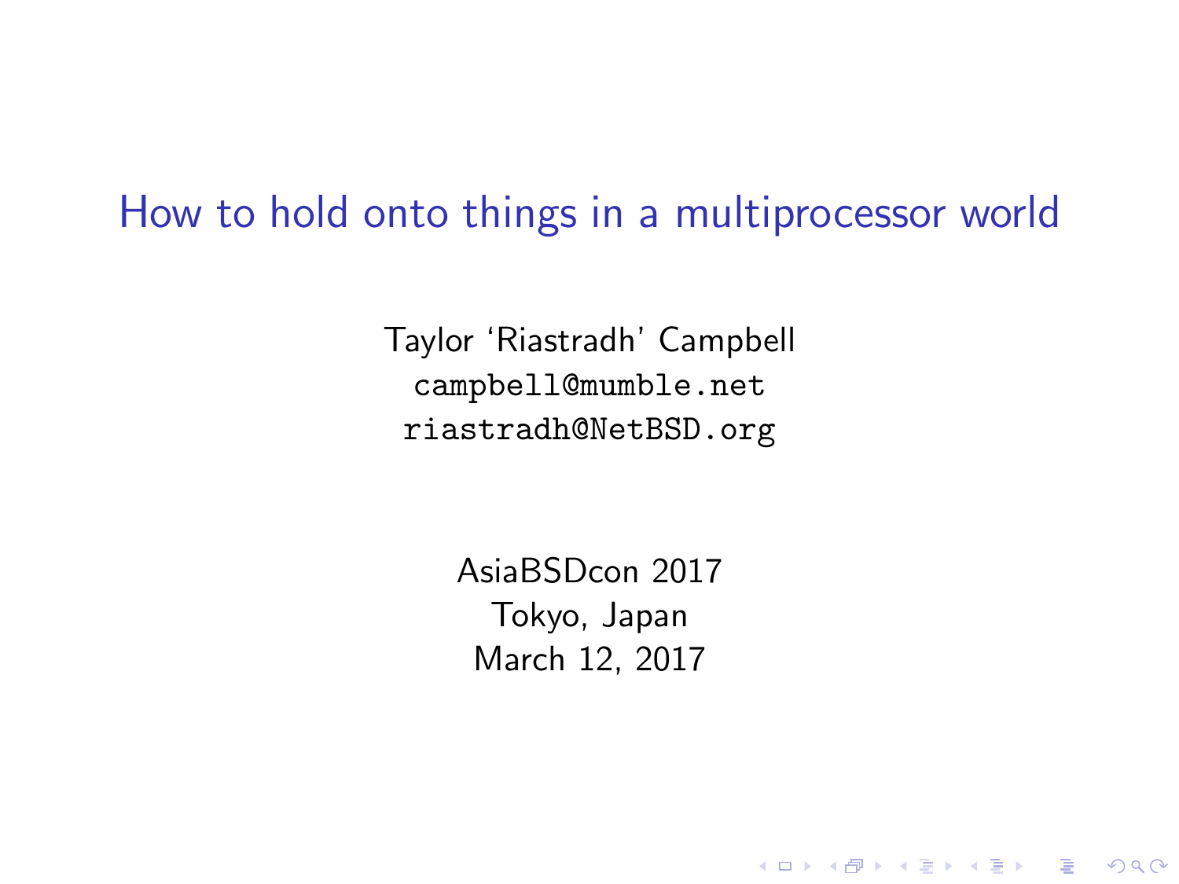# How to hold onto things in a multiprocessor world

Taylor 'Riastradh' Campbell
`campbell@mumble.net`
`riastradh@NetBSD.org`

AsiaBSDcon 2017
Tokyo, Japan
March 12, 2017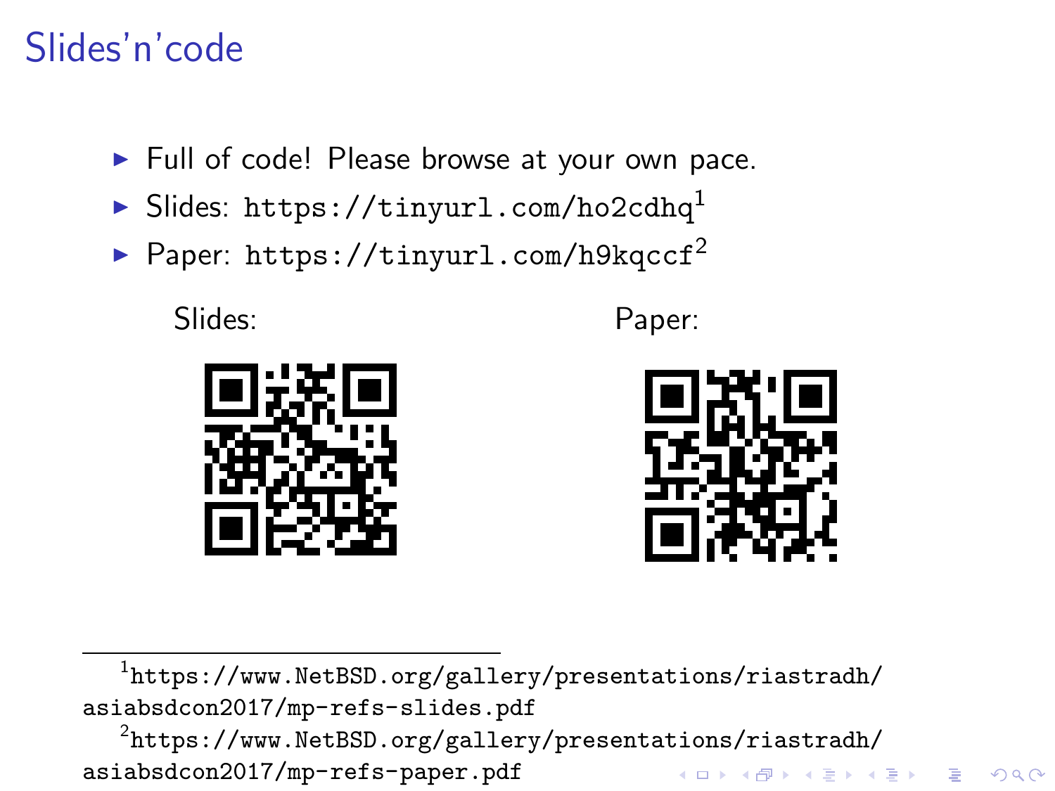# Slides'n'code

- Full of code! Please browse at your own pace.
- Slides: `https://tinyurl.com/ho2cdhq`[1]
- Paper: `https://tinyurl.com/h9kqccf`[2]

Slides:

Paper:

---

[1] `https://www.NetBSD.org/gallery/presentations/riastradh/asiabsdcon2017/mp-refs-slides.pdf`

[2] `https://www.NetBSD.org/gallery/presentations/riastradh/asiabsdcon2017/mp-refs-paper.pdf`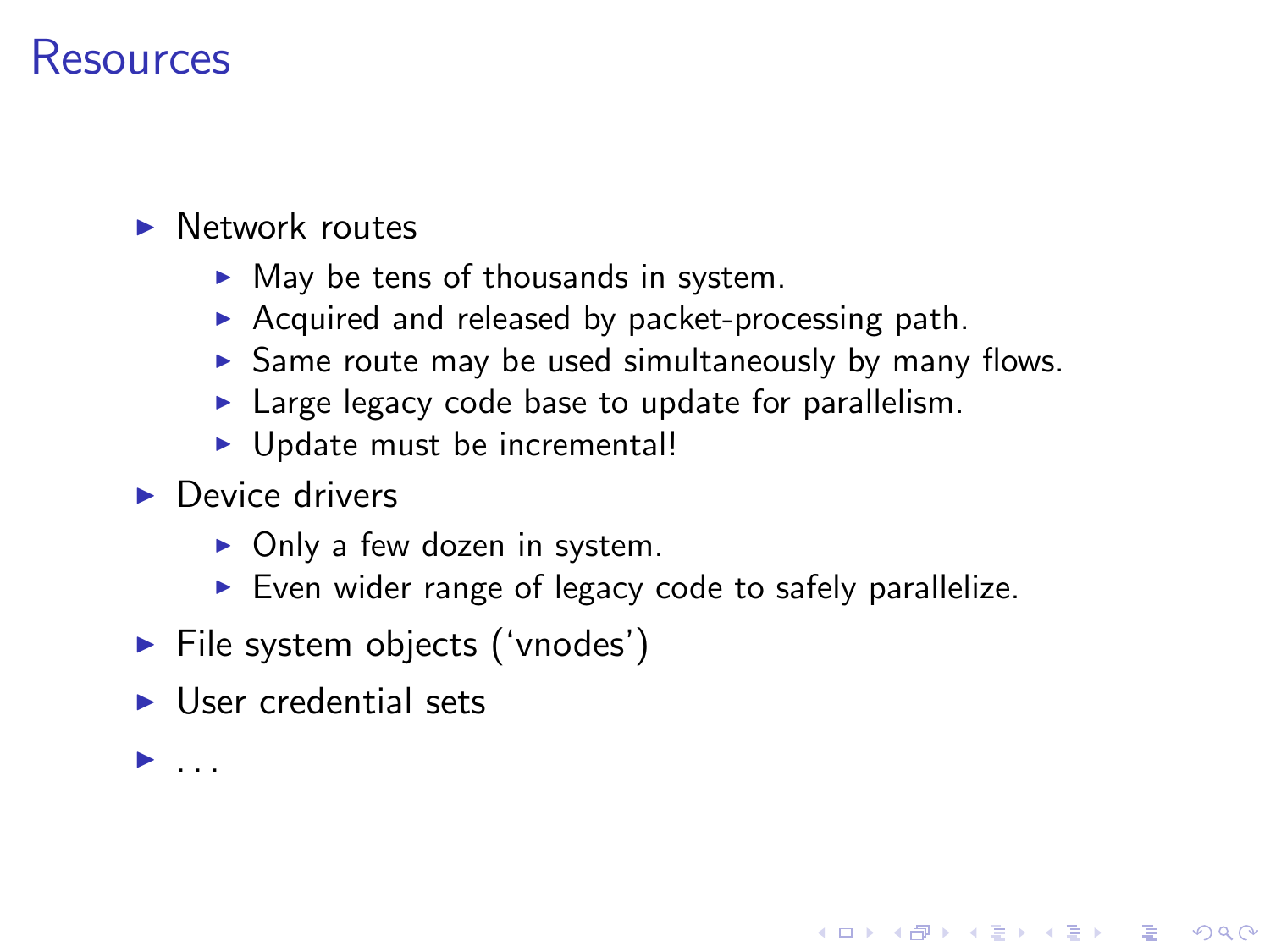# Resources

- Network routes
  - May be tens of thousands in system.
  - Acquired and released by packet-processing path.
  - Same route may be used simultaneously by many flows.
  - Large legacy code base to update for parallelism.
  - Update must be incremental!
- Device drivers
  - Only a few dozen in system.
  - Even wider range of legacy code to safely parallelize.
- File system objects (‘vnodes’)
- User credential sets
- ...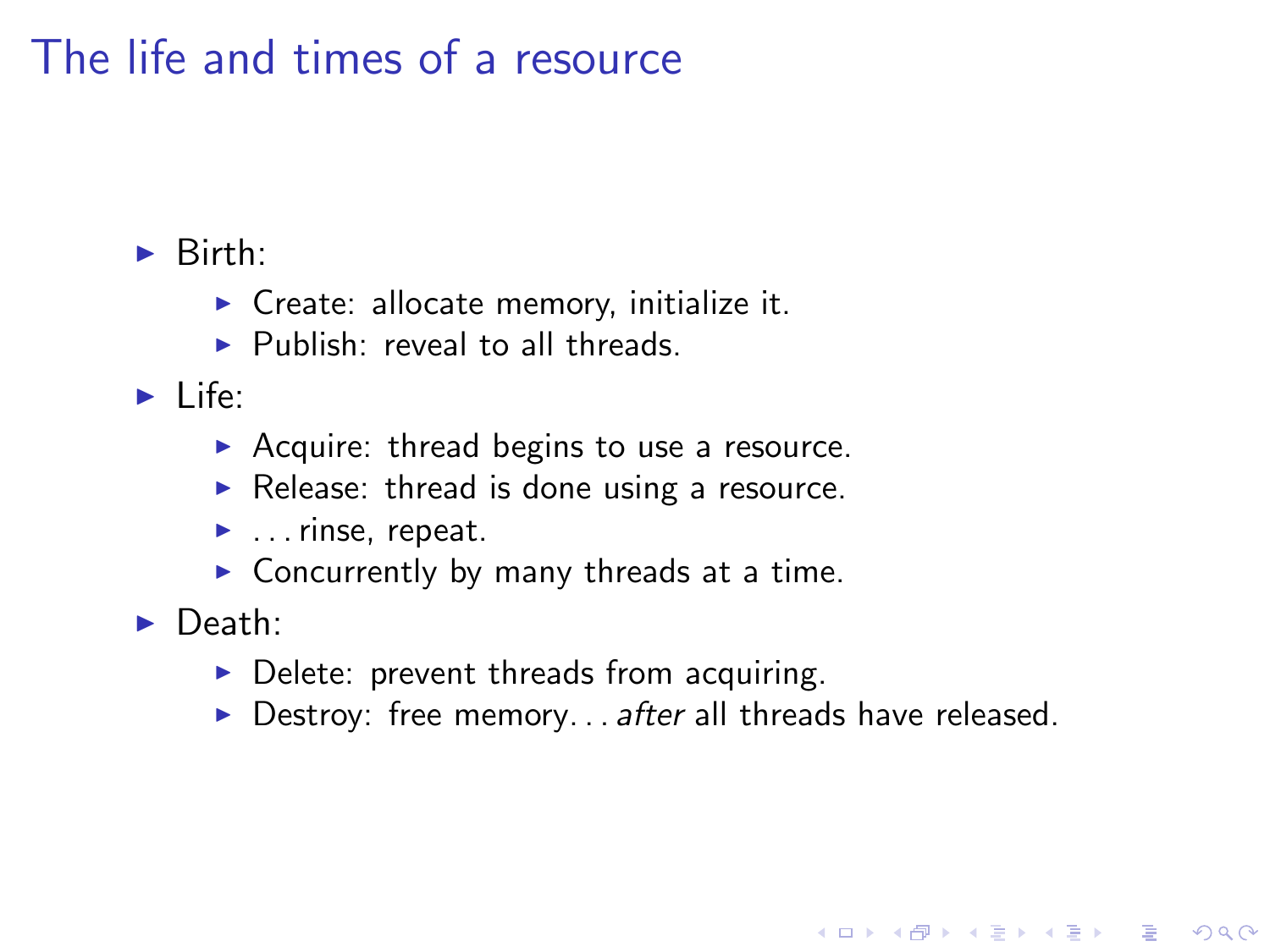# The life and times of a resource

- Birth:
  - Create: allocate memory, initialize it.
  - Publish: reveal to all threads.
- Life:
  - Acquire: thread begins to use a resource.
  - Release: thread is done using a resource.
  - . . . rinse, repeat.
  - Concurrently by many threads at a time.
- Death:
  - Delete: prevent threads from acquiring.
  - Destroy: free memory. . . *after* all threads have released.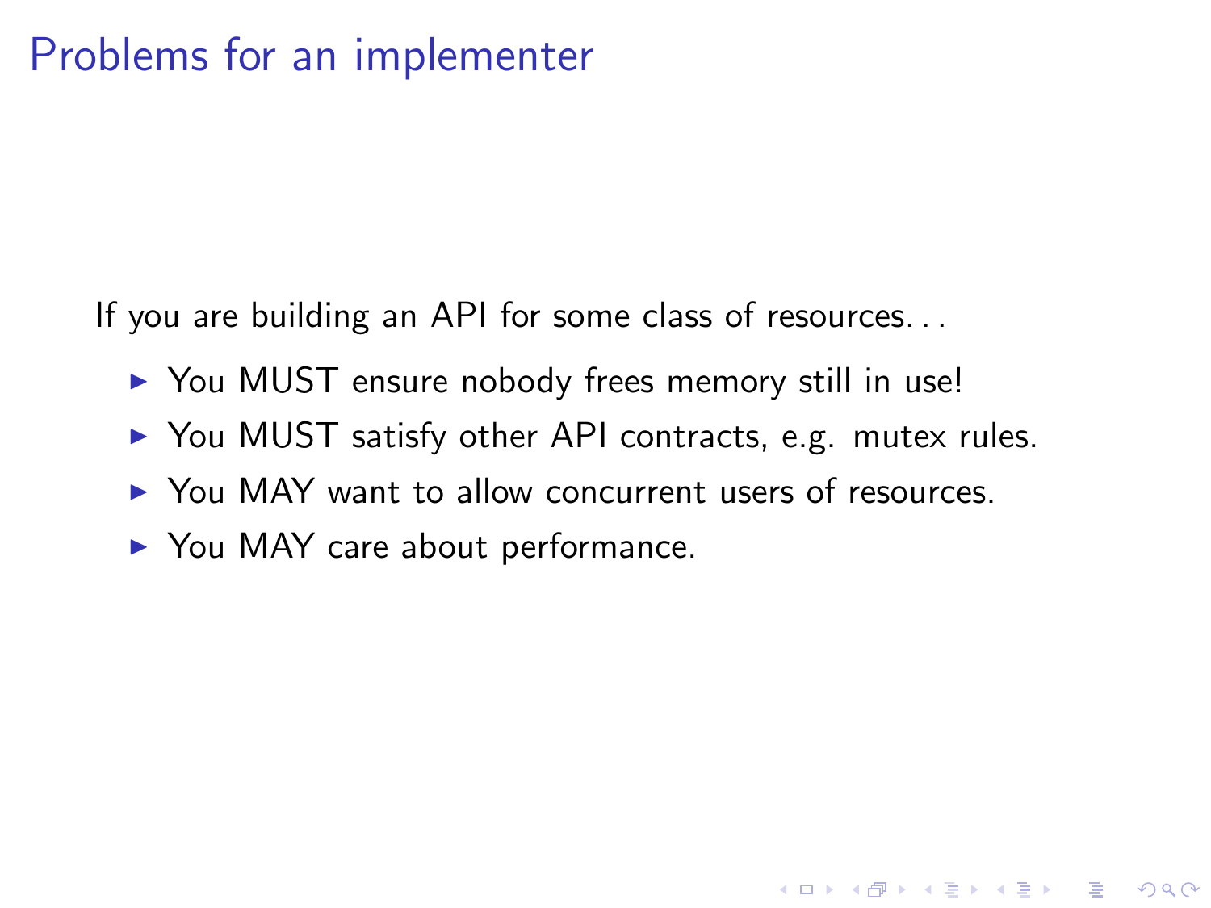# Problems for an implementer

If you are building an API for some class of resources. . .

- You MUST ensure nobody frees memory still in use!
- You MUST satisfy other API contracts, e.g. mutex rules.
- You MAY want to allow concurrent users of resources.
- You MAY care about performance.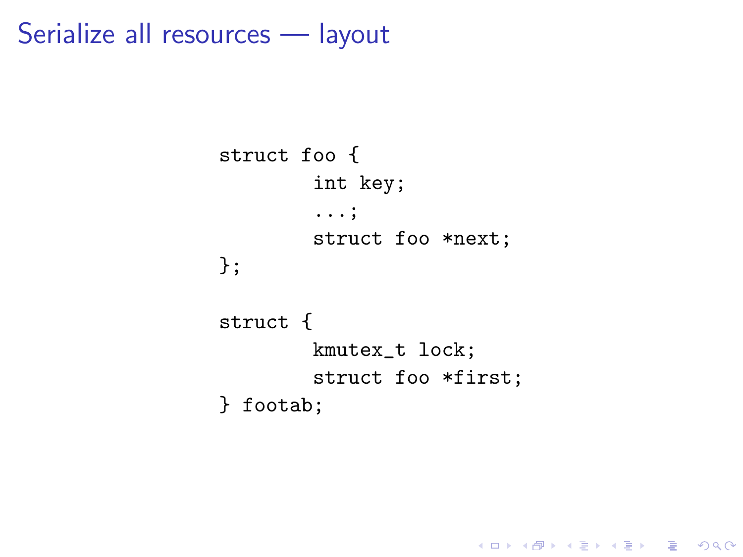# Serialize all resources — layout

```
struct foo {
        int key;
        ...;
        struct foo *next;
};

struct {
        kmutex_t lock;
        struct foo *first;
} footab;
```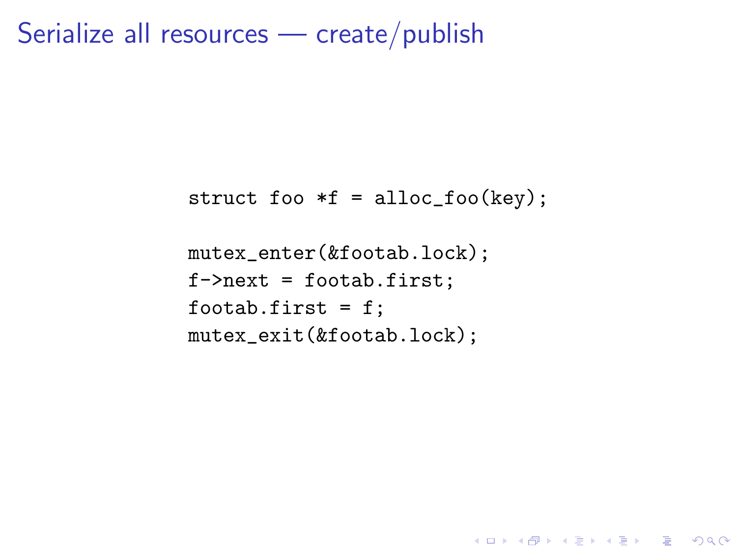# Serialize all resources — create/publish

```
struct foo *f = alloc_foo(key);

mutex_enter(&footab.lock);
f->next = footab.first;
footab.first = f;
mutex_exit(&footab.lock);
```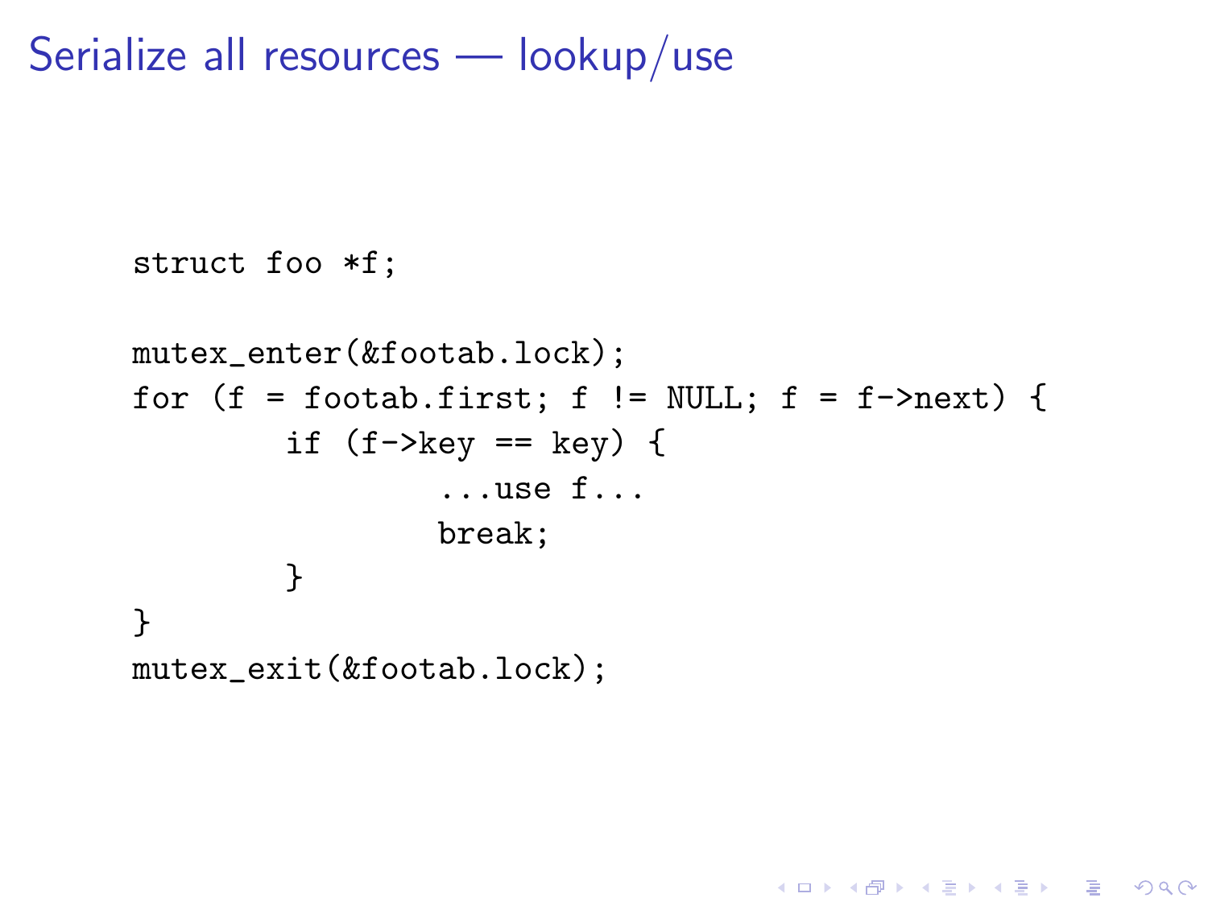# Serialize all resources — lookup/use

```
struct foo *f;

mutex_enter(&footab.lock);
for (f = footab.first; f != NULL; f = f->next) {
        if (f->key == key) {
                ...use f...
                break;
        }
}
mutex_exit(&footab.lock);
```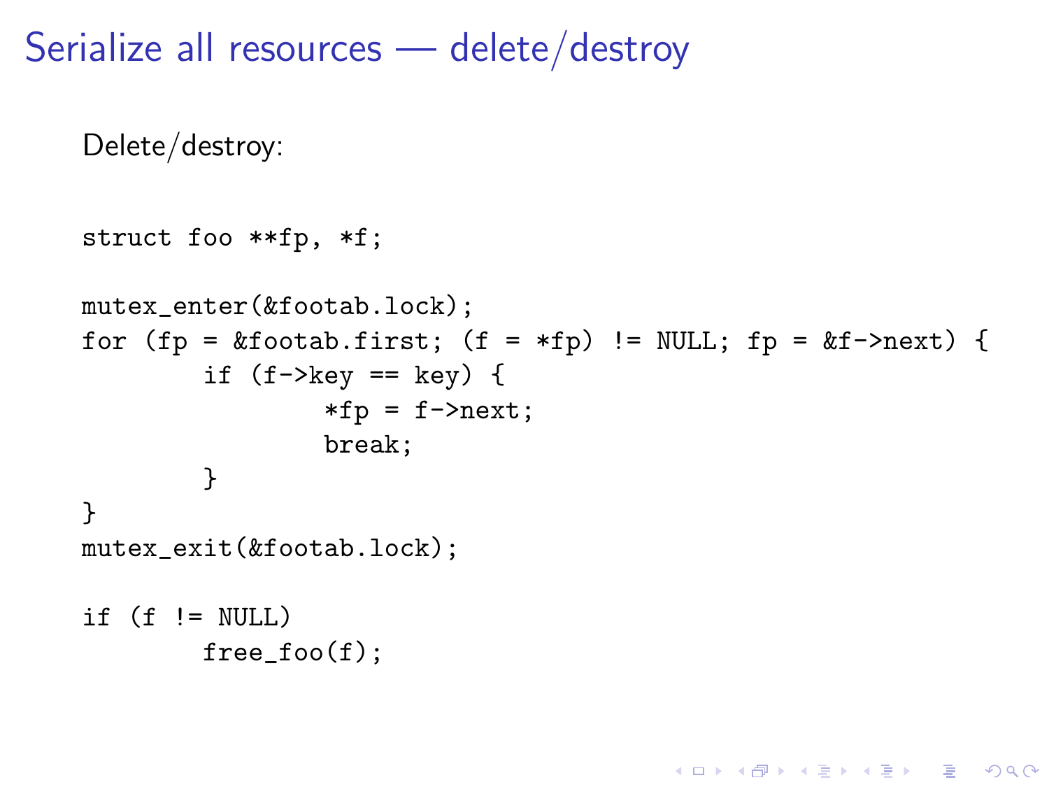# Serialize all resources — delete/destroy

Delete/destroy:

```
struct foo **fp, *f;

mutex_enter(&footab.lock);
for (fp = &footab.first; (f = *fp) != NULL; fp = &f->next) {
        if (f->key == key) {
                *fp = f->next;
                break;
        }
}
mutex_exit(&footab.lock);

if (f != NULL)
        free_foo(f);
```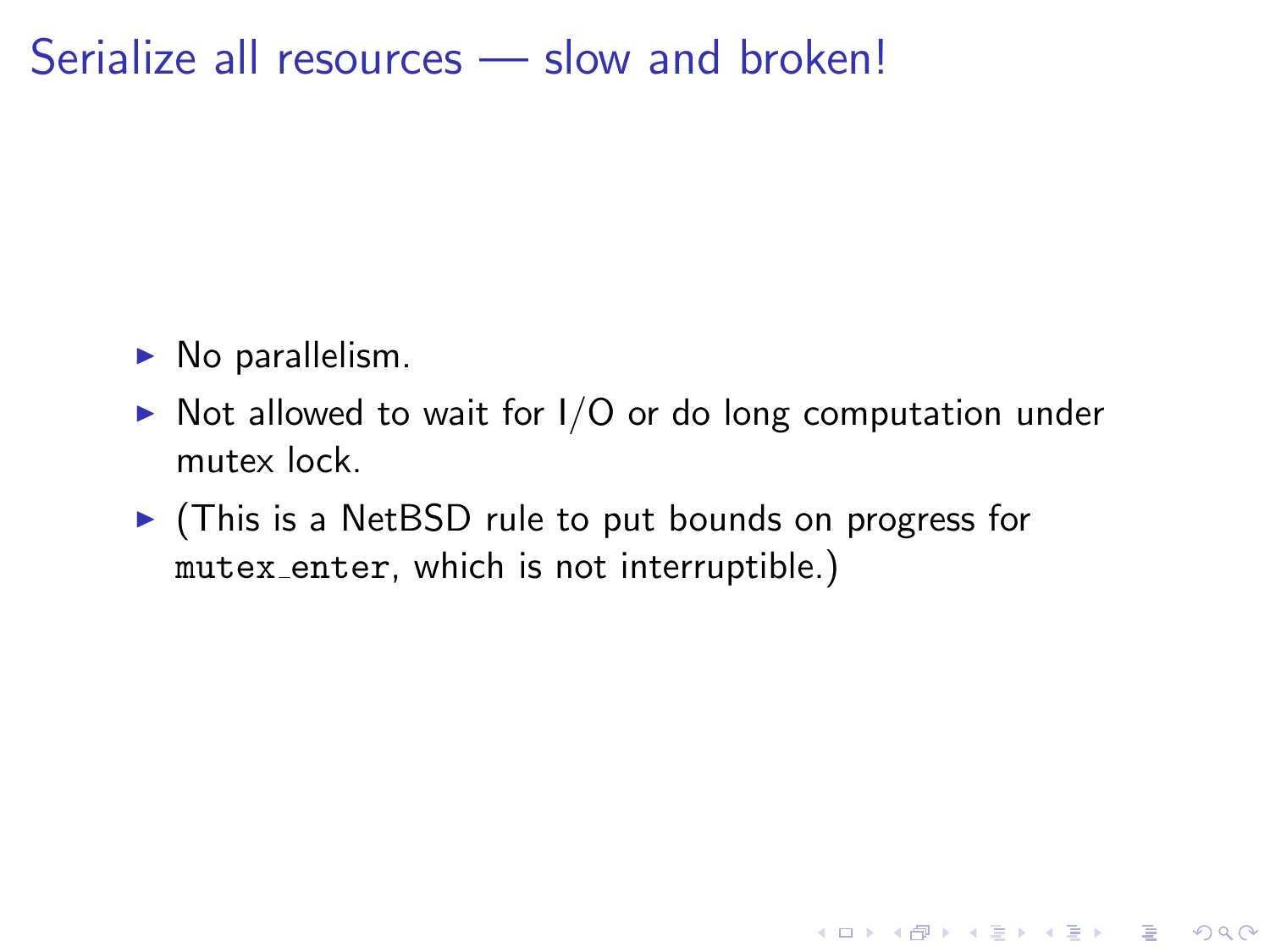# Serialize all resources — slow and broken!

- No parallelism.
- Not allowed to wait for I/O or do long computation under mutex lock.
- (This is a NetBSD rule to put bounds on progress for `mutex_enter`, which is not interruptible.)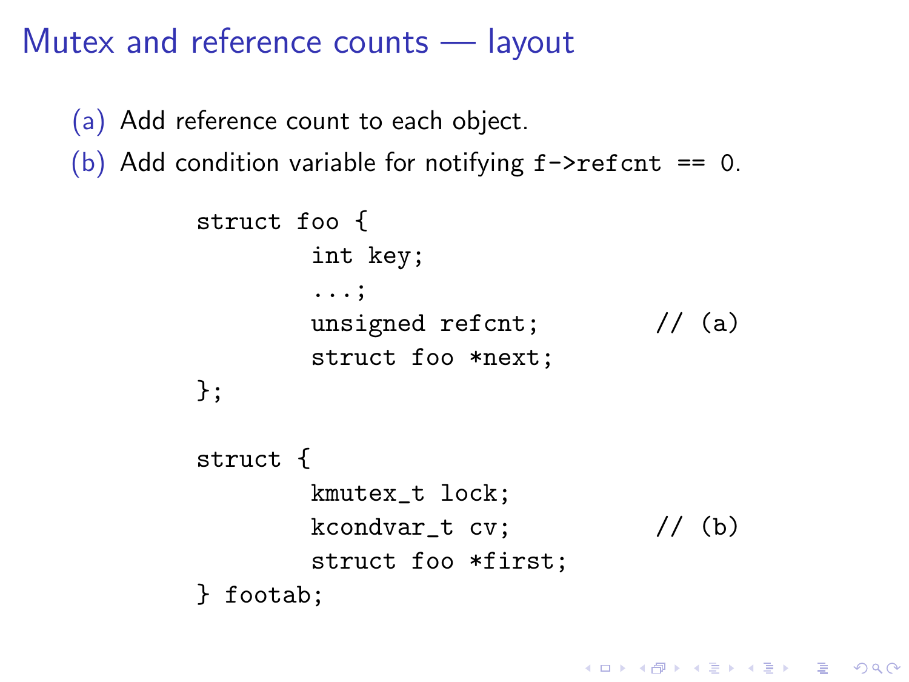# Mutex and reference counts — layout

(a) Add reference count to each object.

(b) Add condition variable for notifying `f->refcnt == 0`.

```
struct foo {
        int key;
        ...;
        unsigned refcnt;          // (a)
        struct foo *next;
};

struct {
        kmutex_t lock;
        kcondvar_t cv;            // (b)
        struct foo *first;
} footab;
```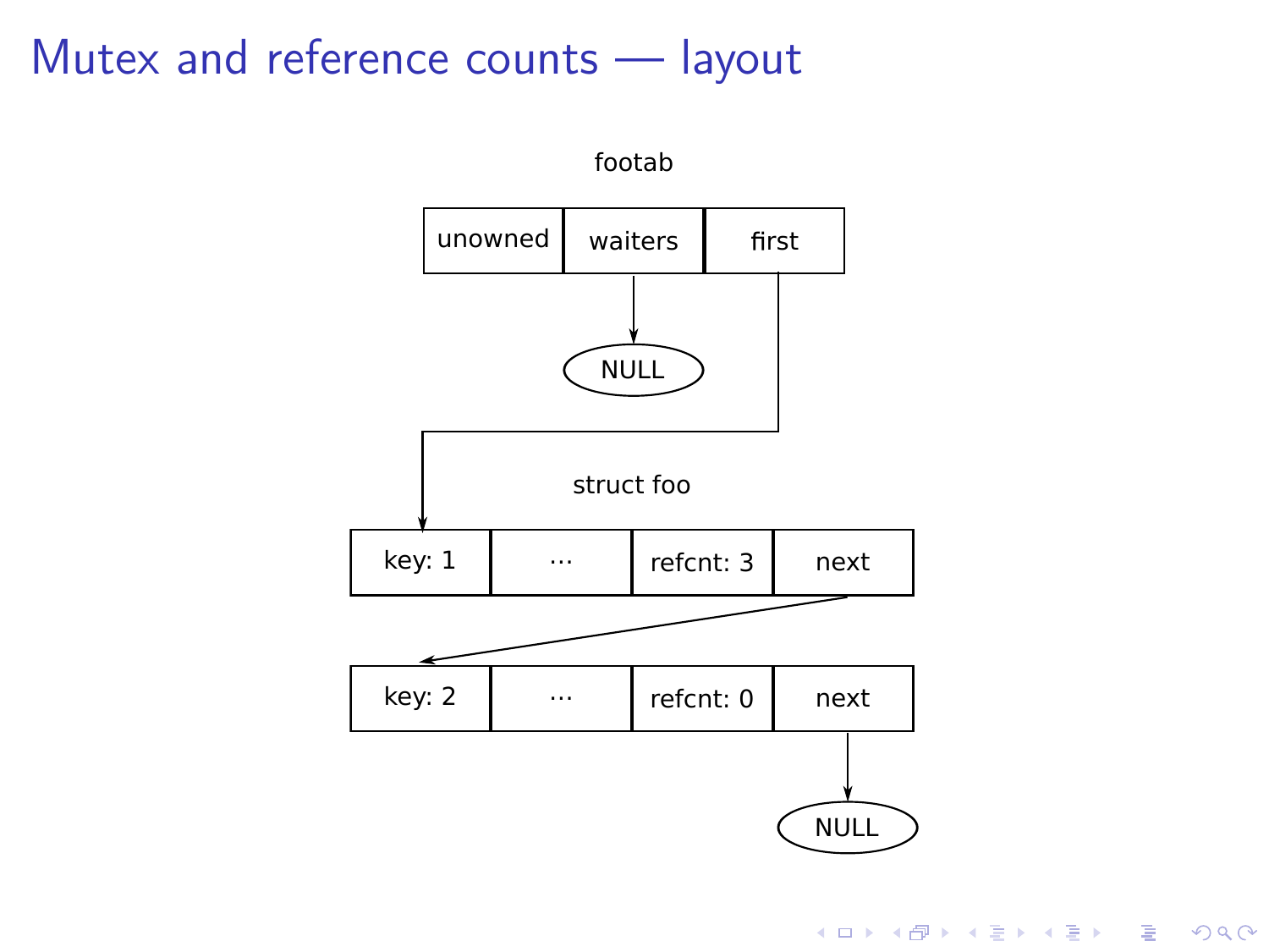# Mutex and reference counts — layout

footab

| unowned | waiters | first |
|---|---|---|

waiters → NULL

first → struct foo

struct foo

| key: 1 | ··· | refcnt: 3 | next |
|---|---|---|---|

next →

| key: 2 | ··· | refcnt: 0 | next |
|---|---|---|---|

next → NULL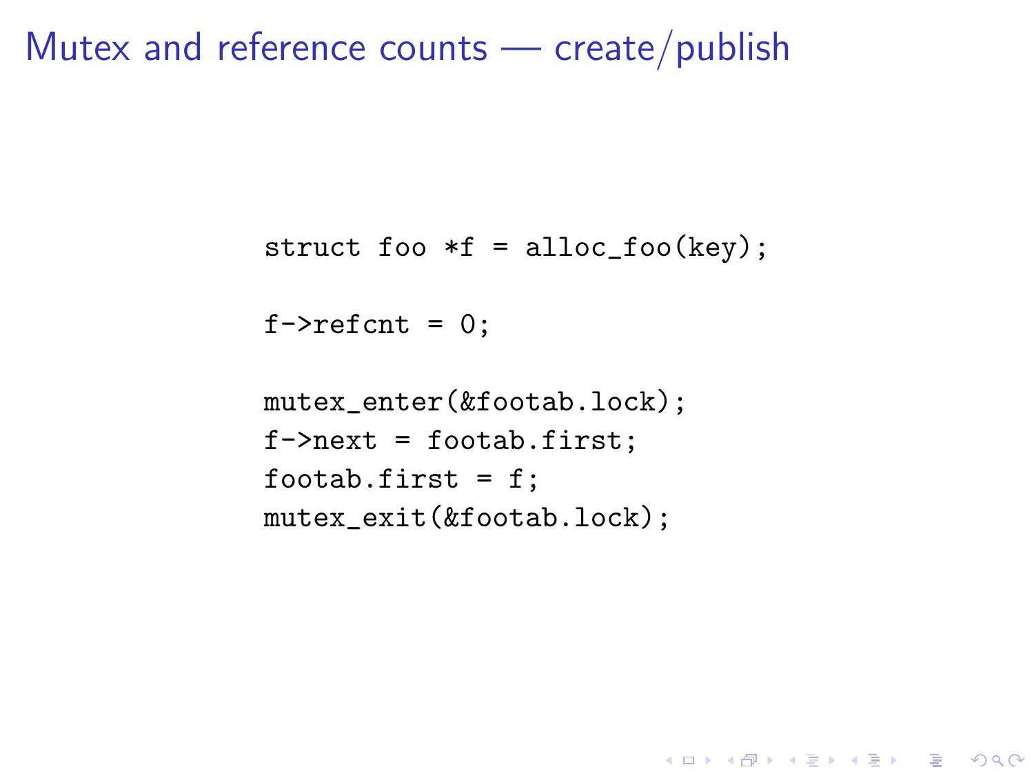# Mutex and reference counts — create/publish

```
struct foo *f = alloc_foo(key);

f->refcnt = 0;

mutex_enter(&footab.lock);
f->next = footab.first;
footab.first = f;
mutex_exit(&footab.lock);
```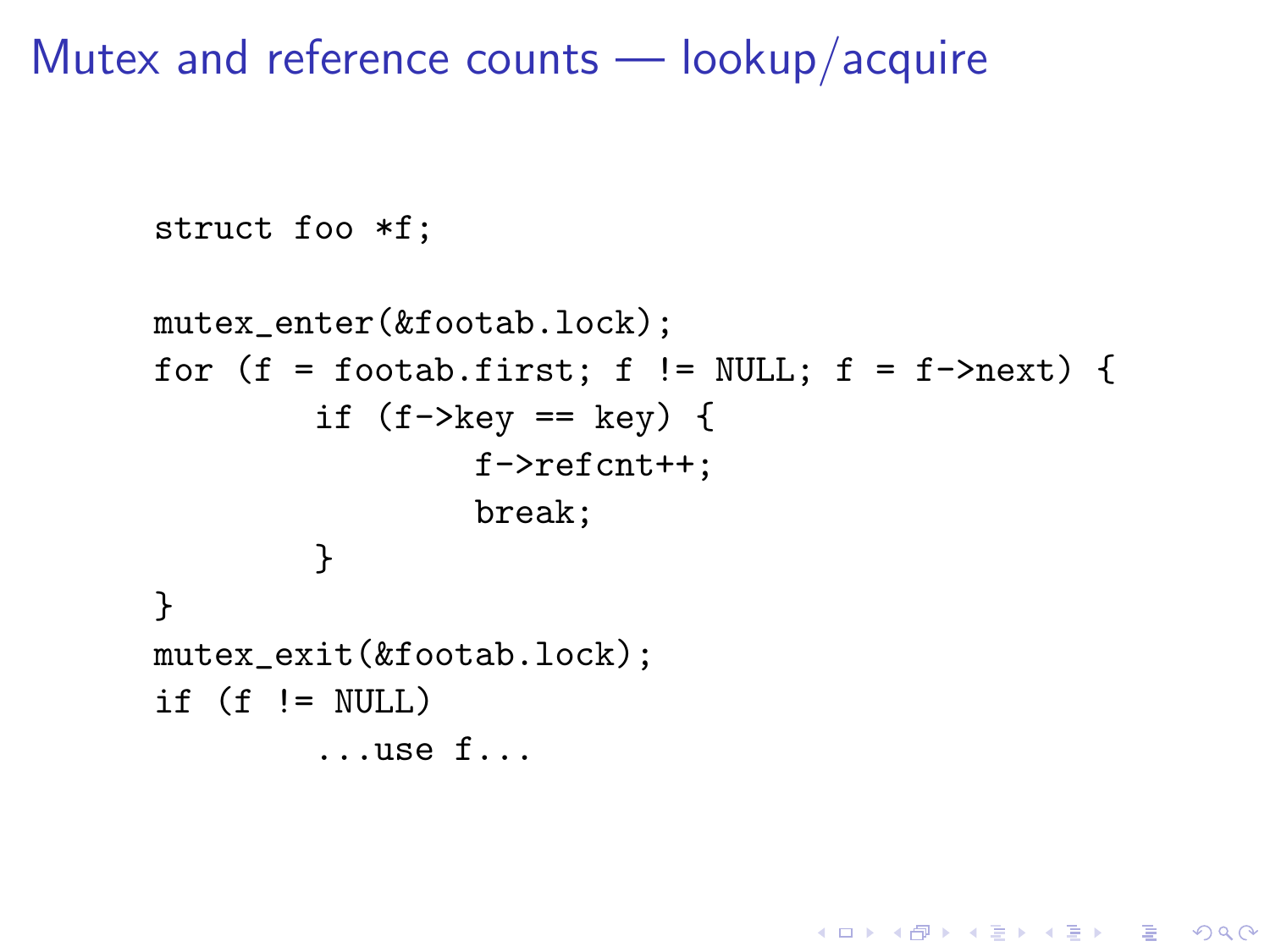# Mutex and reference counts — lookup/acquire

```
struct foo *f;

mutex_enter(&footab.lock);
for (f = footab.first; f != NULL; f = f->next) {
        if (f->key == key) {
                f->refcnt++;
                break;
        }
}
mutex_exit(&footab.lock);
if (f != NULL)
        ...use f...
```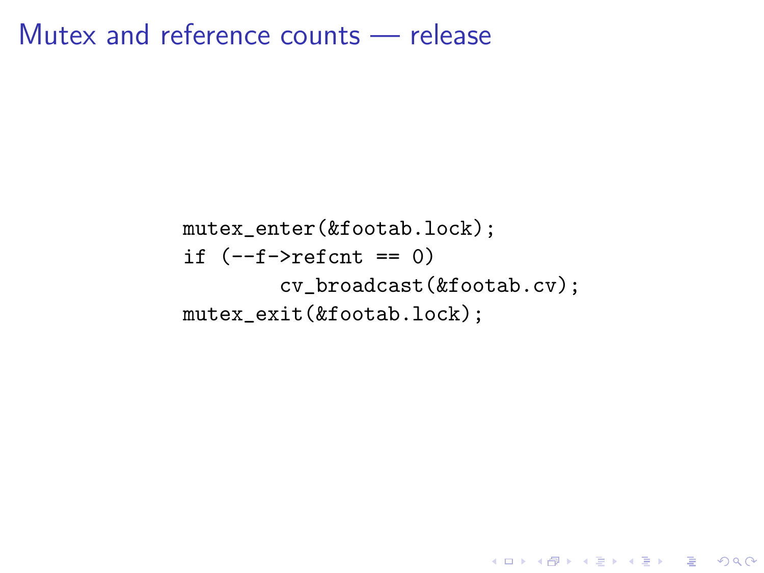# Mutex and reference counts — release

```
mutex_enter(&footab.lock);
if (--f->refcnt == 0)
        cv_broadcast(&footab.cv);
mutex_exit(&footab.lock);
```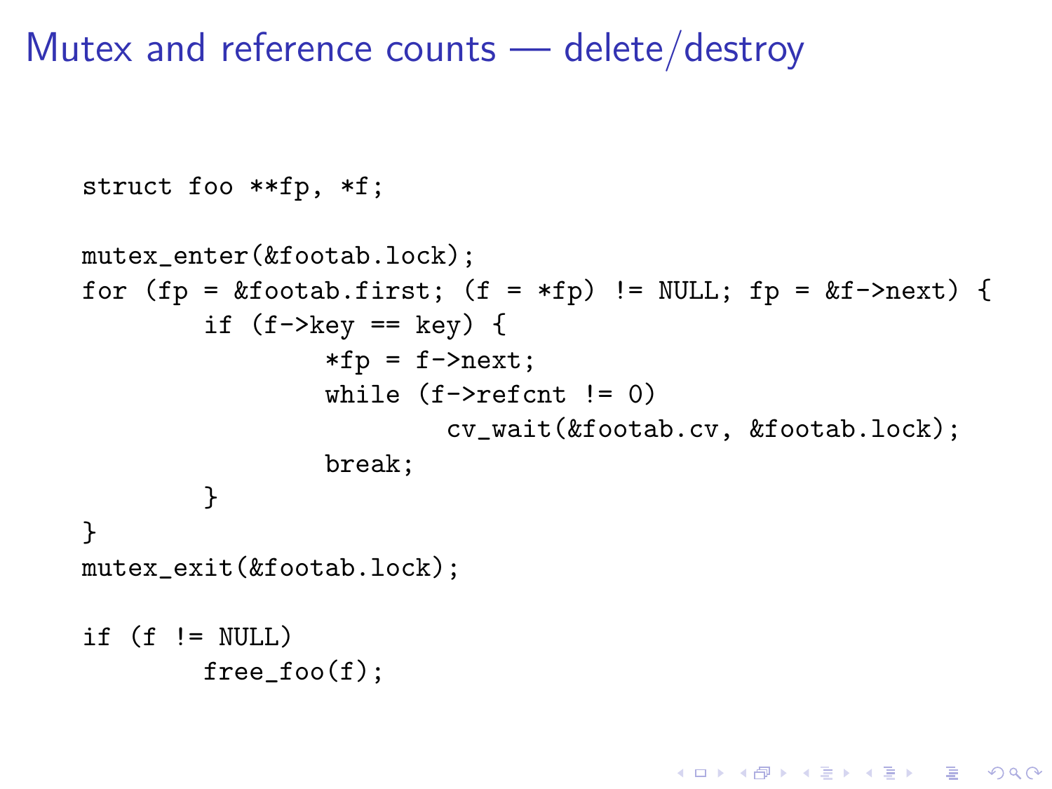# Mutex and reference counts — delete/destroy

```
struct foo **fp, *f;

mutex_enter(&footab.lock);
for (fp = &footab.first; (f = *fp) != NULL; fp = &f->next) {
        if (f->key == key) {
                *fp = f->next;
                while (f->refcnt != 0)
                        cv_wait(&footab.cv, &footab.lock);
                break;
        }
}
mutex_exit(&footab.lock);

if (f != NULL)
        free_foo(f);
```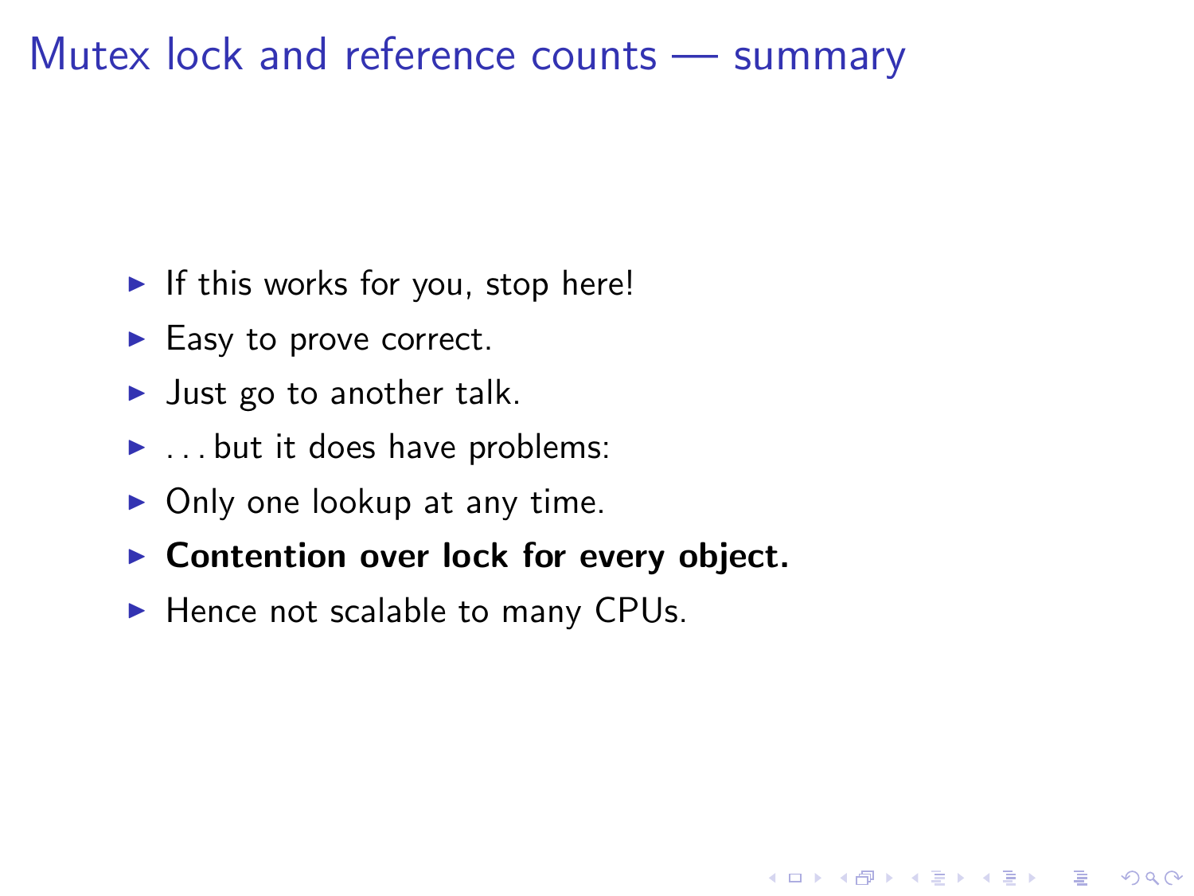# Mutex lock and reference counts — summary

- If this works for you, stop here!
- Easy to prove correct.
- Just go to another talk.
- ... but it does have problems:
- Only one lookup at any time.
- **Contention over lock for every object.**
- Hence not scalable to many CPUs.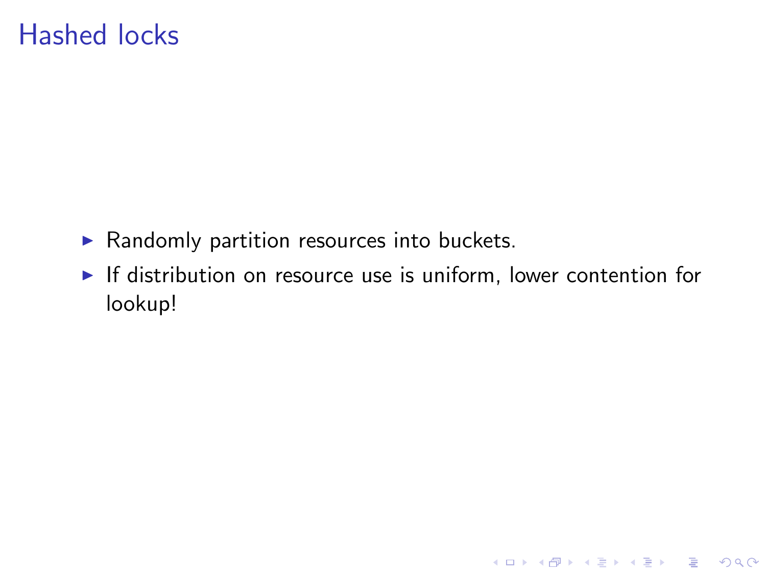# Hashed locks

- Randomly partition resources into buckets.
- If distribution on resource use is uniform, lower contention for lookup!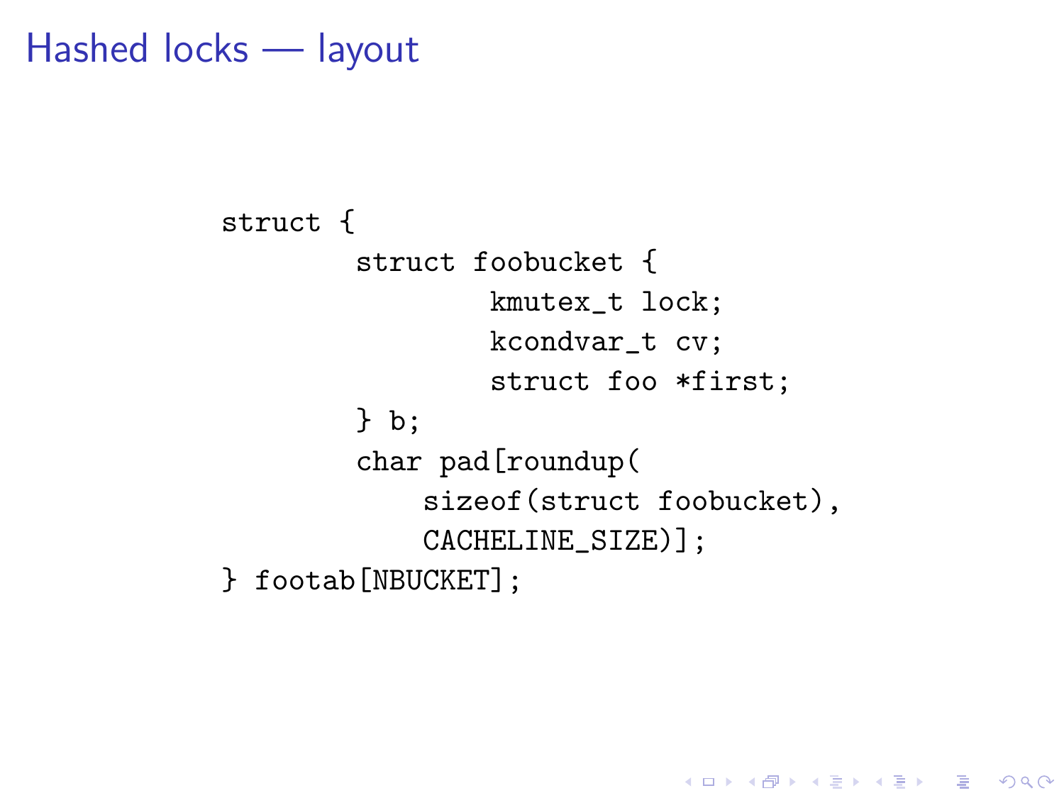# Hashed locks — layout

```
struct {
        struct foobucket {
                kmutex_t lock;
                kcondvar_t cv;
                struct foo *first;
        } b;
        char pad[roundup(
            sizeof(struct foobucket),
            CACHELINE_SIZE)];
} footab[NBUCKET];
```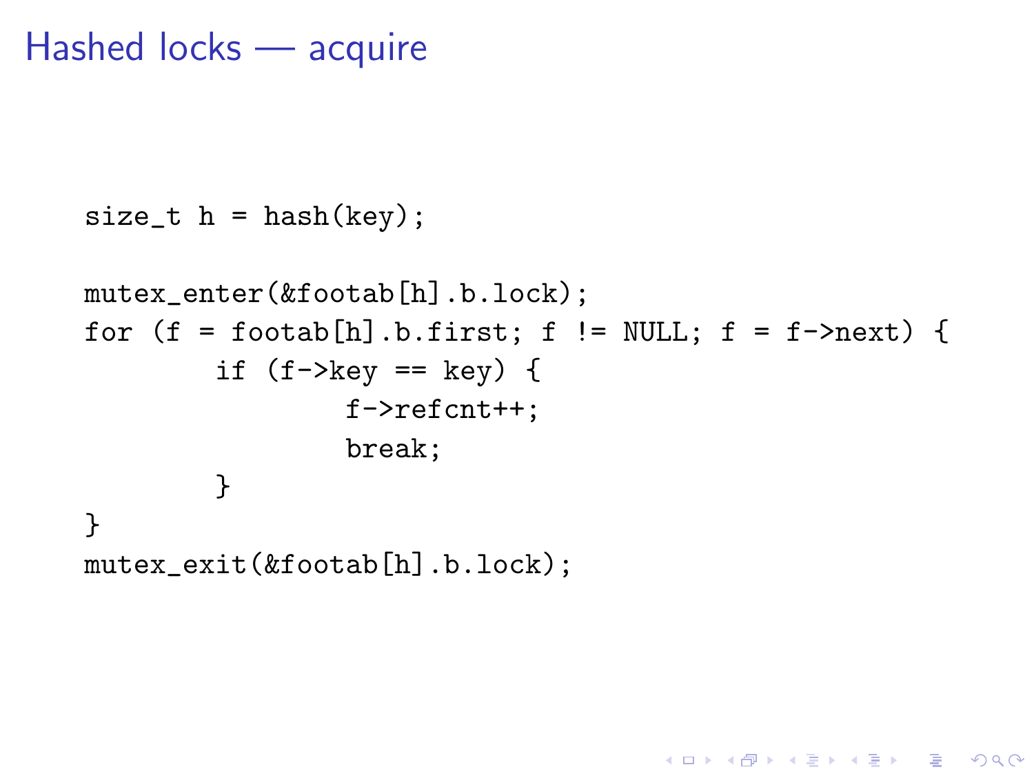# Hashed locks — acquire

```
size_t h = hash(key);

mutex_enter(&footab[h].b.lock);
for (f = footab[h].b.first; f != NULL; f = f->next) {
        if (f->key == key) {
                f->refcnt++;
                break;
        }
}
mutex_exit(&footab[h].b.lock);
```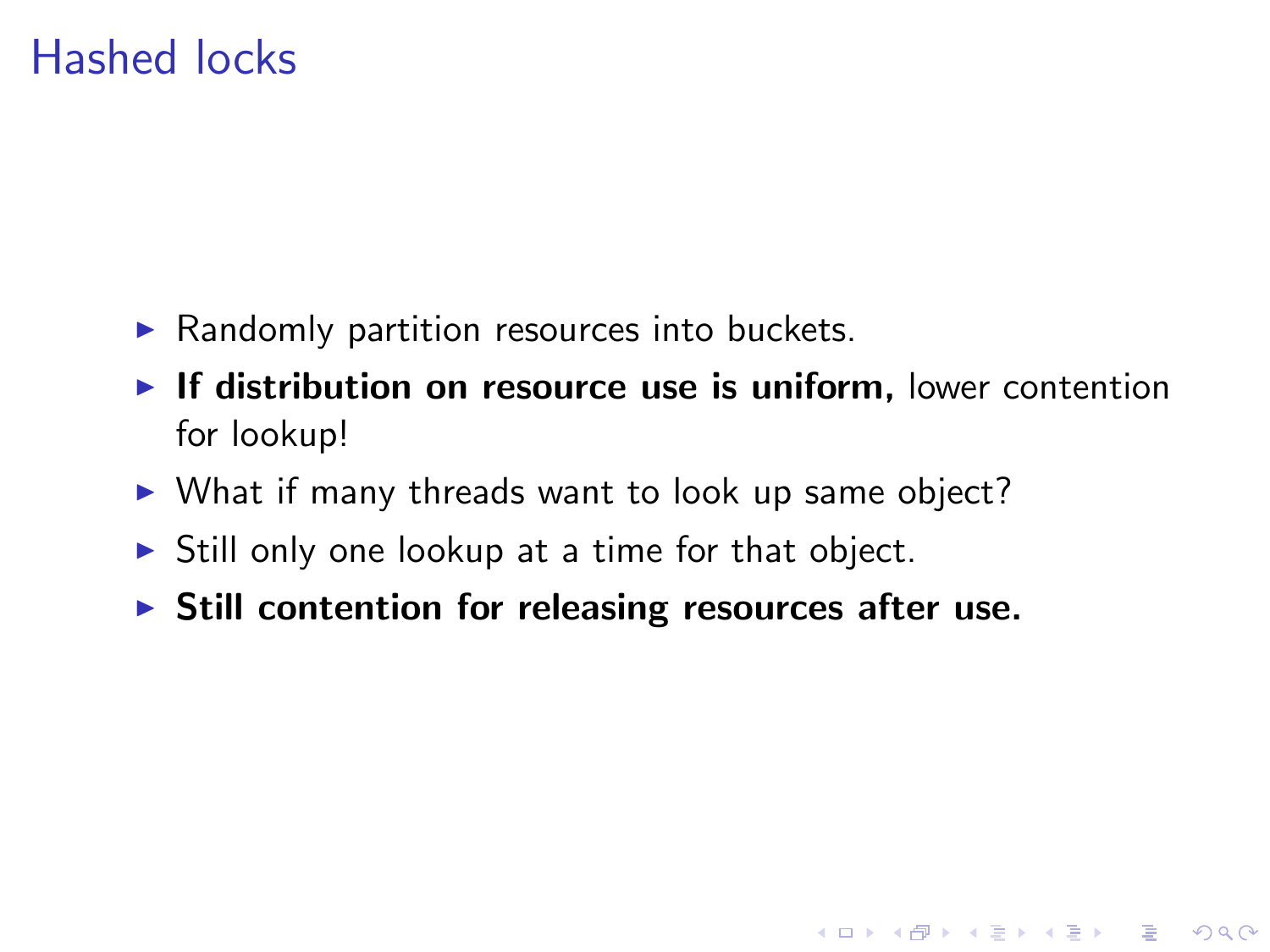# Hashed locks

- Randomly partition resources into buckets.
- **If distribution on resource use is uniform,** lower contention for lookup!
- What if many threads want to look up same object?
- Still only one lookup at a time for that object.
- **Still contention for releasing resources after use.**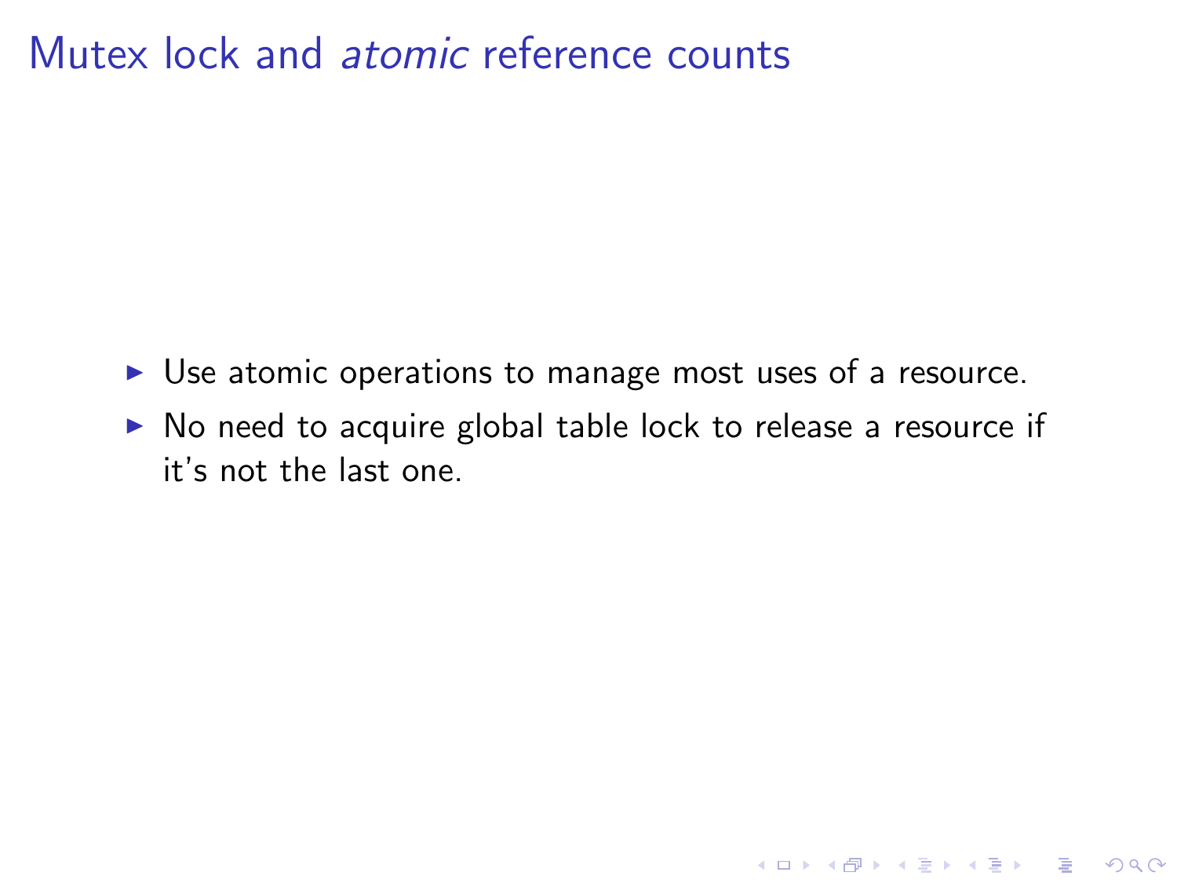# Mutex lock and *atomic* reference counts

- Use atomic operations to manage most uses of a resource.
- No need to acquire global table lock to release a resource if it's not the last one.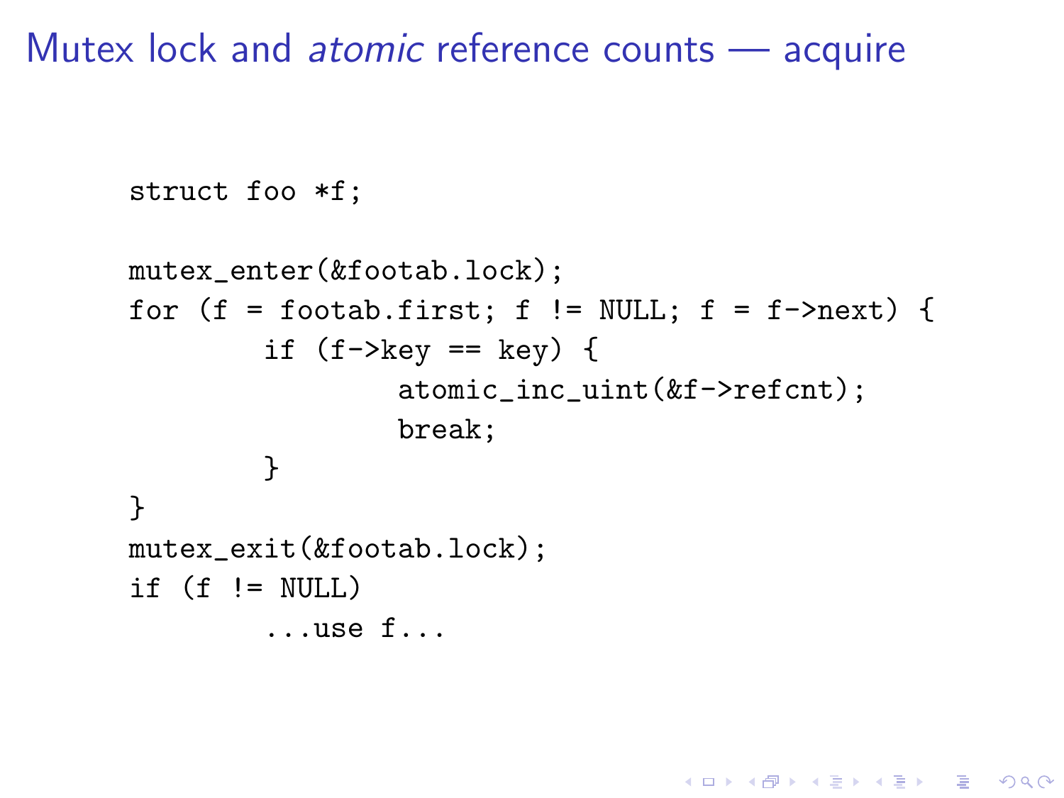# Mutex lock and *atomic* reference counts — acquire

```
struct foo *f;

mutex_enter(&footab.lock);
for (f = footab.first; f != NULL; f = f->next) {
        if (f->key == key) {
                atomic_inc_uint(&f->refcnt);
                break;
        }
}
mutex_exit(&footab.lock);
if (f != NULL)
        ...use f...
```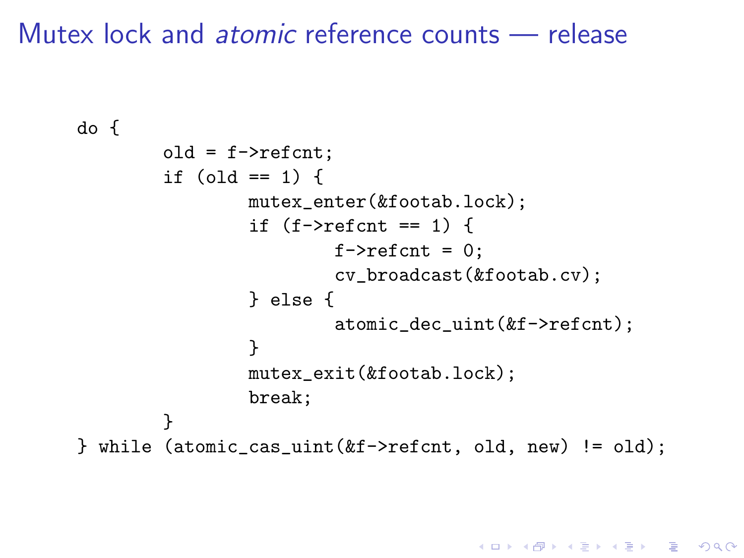# Mutex lock and *atomic* reference counts — release

```
do {
        old = f->refcnt;
        if (old == 1) {
                mutex_enter(&footab.lock);
                if (f->refcnt == 1) {
                        f->refcnt = 0;
                        cv_broadcast(&footab.cv);
                } else {
                        atomic_dec_uint(&f->refcnt);
                }
                mutex_exit(&footab.lock);
                break;
        }
} while (atomic_cas_uint(&f->refcnt, old, new) != old);
```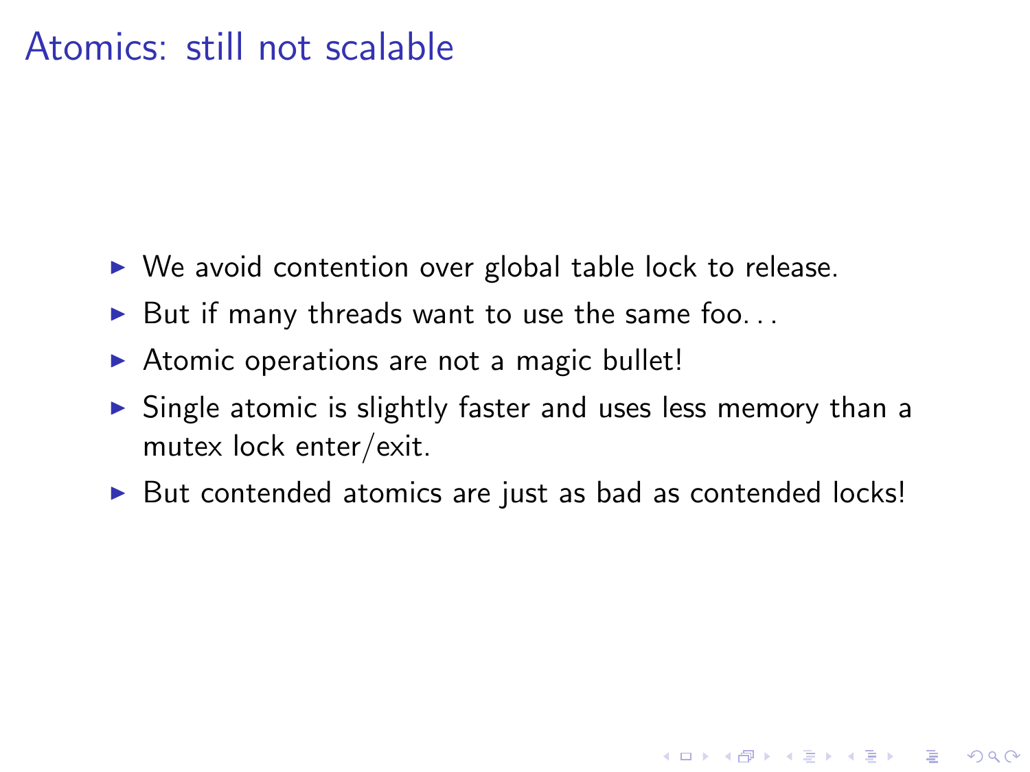# Atomics: still not scalable

- We avoid contention over global table lock to release.
- But if many threads want to use the same foo...
- Atomic operations are not a magic bullet!
- Single atomic is slightly faster and uses less memory than a mutex lock enter/exit.
- But contended atomics are just as bad as contended locks!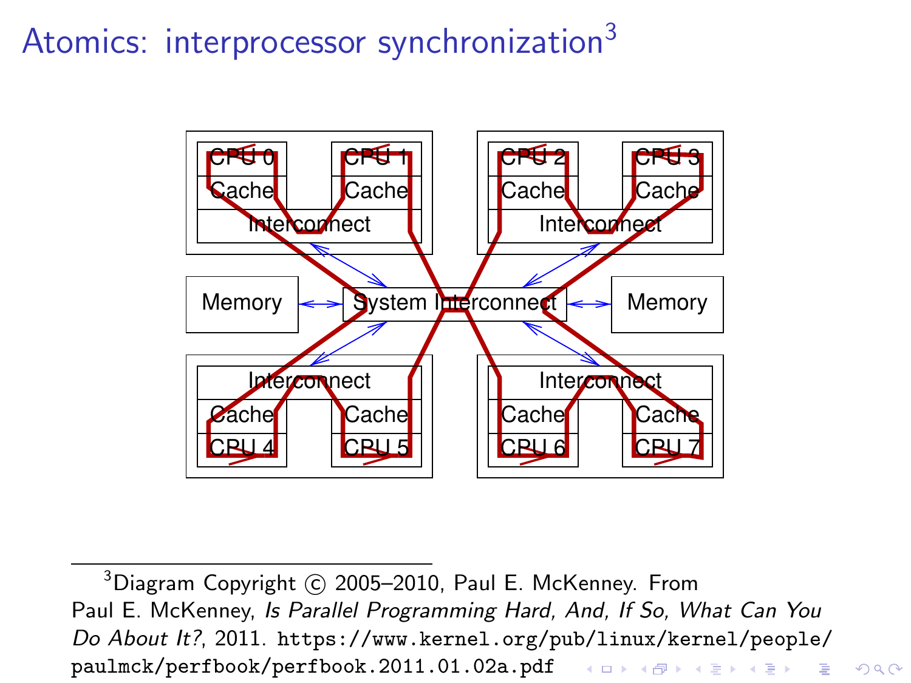# Atomics: interprocessor synchronization[3]

CPU 0 | CPU 1 | CPU 2 | CPU 3
Cache | Cache | Cache | Cache
Interconnect | Interconnect

Memory — System Interconnect — Memory

Interconnect | Interconnect
Cache | Cache | Cache | Cache
CPU 4 | CPU 5 | CPU 6 | CPU 7

[3] Diagram Copyright © 2005–2010, Paul E. McKenney. From Paul E. McKenney, *Is Parallel Programming Hard, And, If So, What Can You Do About It?*, 2011. `https://www.kernel.org/pub/linux/kernel/people/paulmck/perfbook/perfbook.2011.01.02a.pdf`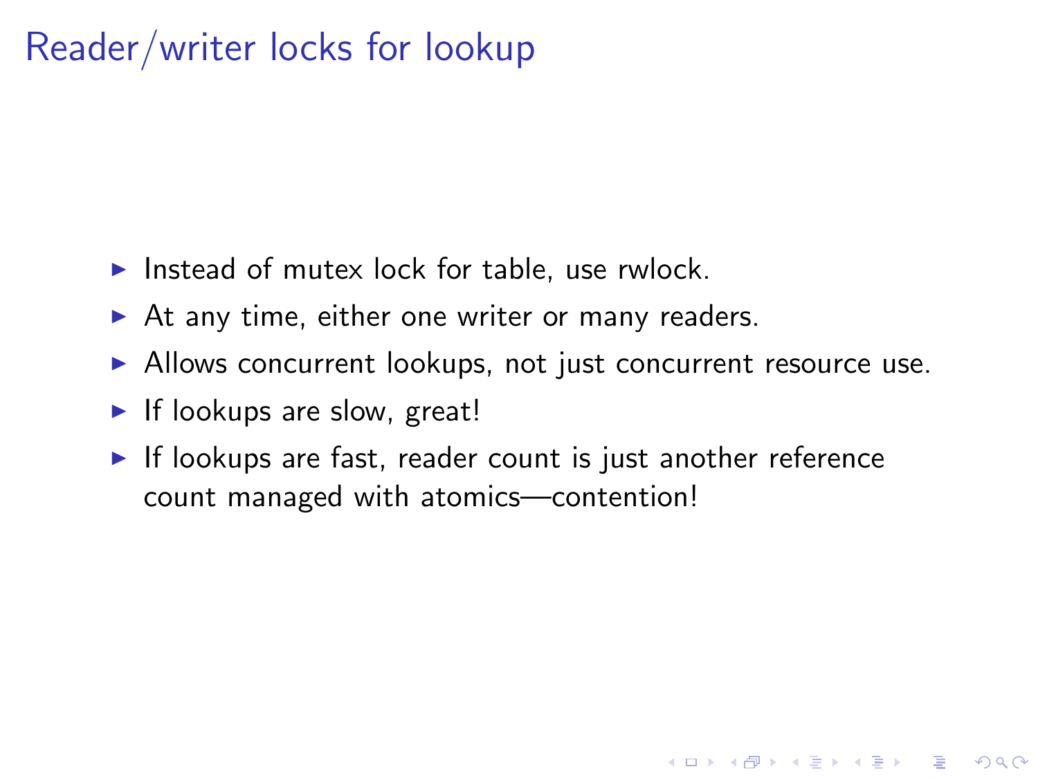# Reader/writer locks for lookup

- Instead of mutex lock for table, use rwlock.
- At any time, either one writer or many readers.
- Allows concurrent lookups, not just concurrent resource use.
- If lookups are slow, great!
- If lookups are fast, reader count is just another reference count managed with atomics—contention!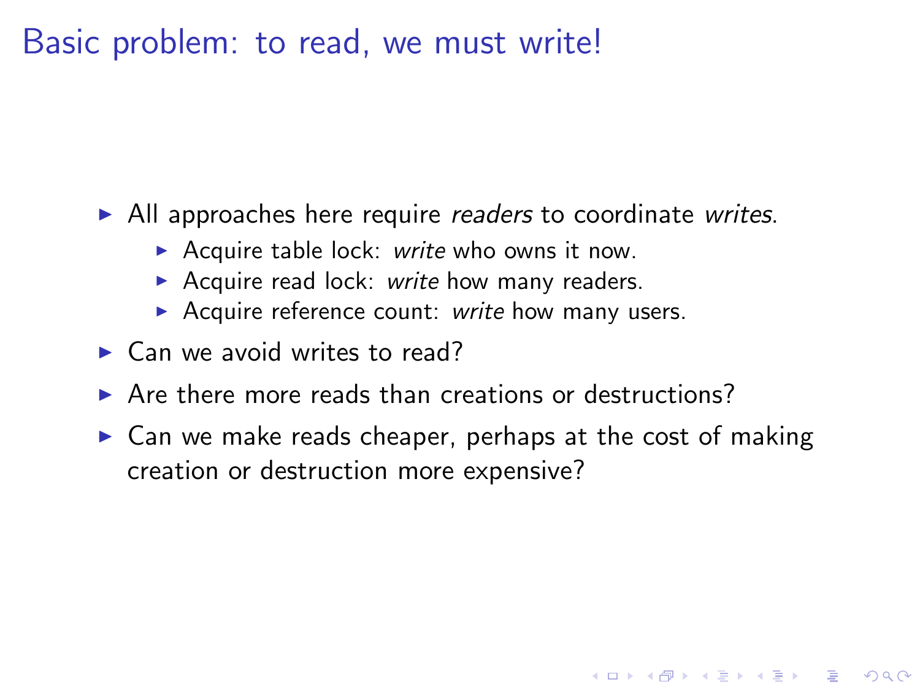# Basic problem: to read, we must write!

- All approaches here require *readers* to coordinate *writes*.
  - Acquire table lock: *write* who owns it now.
  - Acquire read lock: *write* how many readers.
  - Acquire reference count: *write* how many users.
- Can we avoid writes to read?
- Are there more reads than creations or destructions?
- Can we make reads cheaper, perhaps at the cost of making creation or destruction more expensive?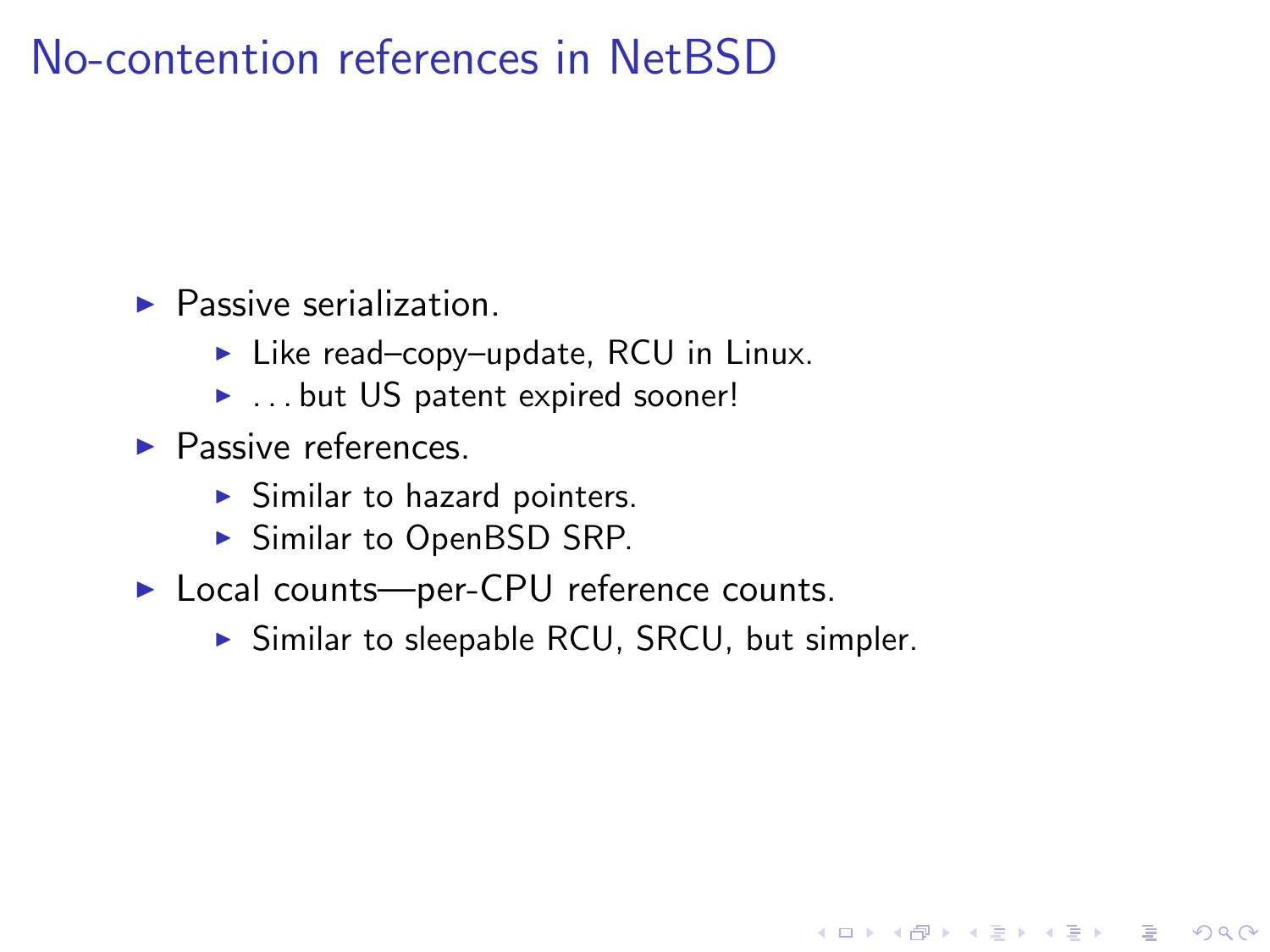# No-contention references in NetBSD

- Passive serialization.
  - Like read–copy–update, RCU in Linux.
  - ... but US patent expired sooner!
- Passive references.
  - Similar to hazard pointers.
  - Similar to OpenBSD SRP.
- Local counts—per-CPU reference counts.
  - Similar to sleepable RCU, SRCU, but simpler.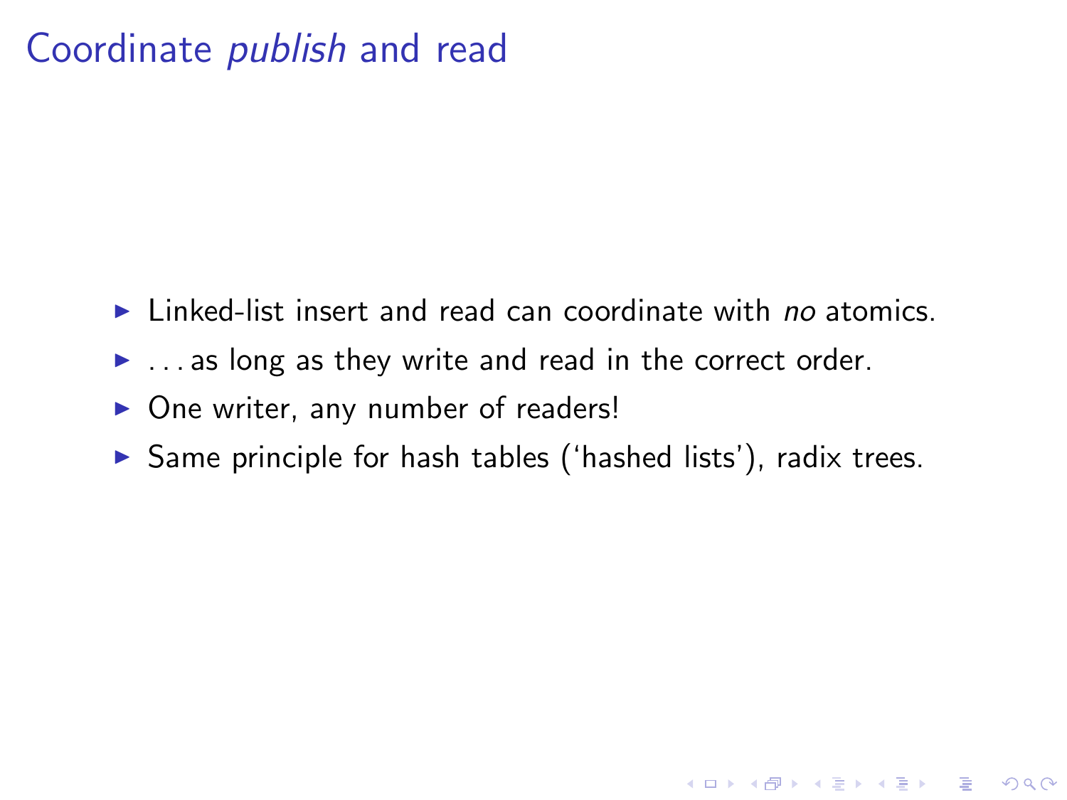# Coordinate *publish* and read

- Linked-list insert and read can coordinate with *no* atomics.
- . . . as long as they write and read in the correct order.
- One writer, any number of readers!
- Same principle for hash tables (‘hashed lists’), radix trees.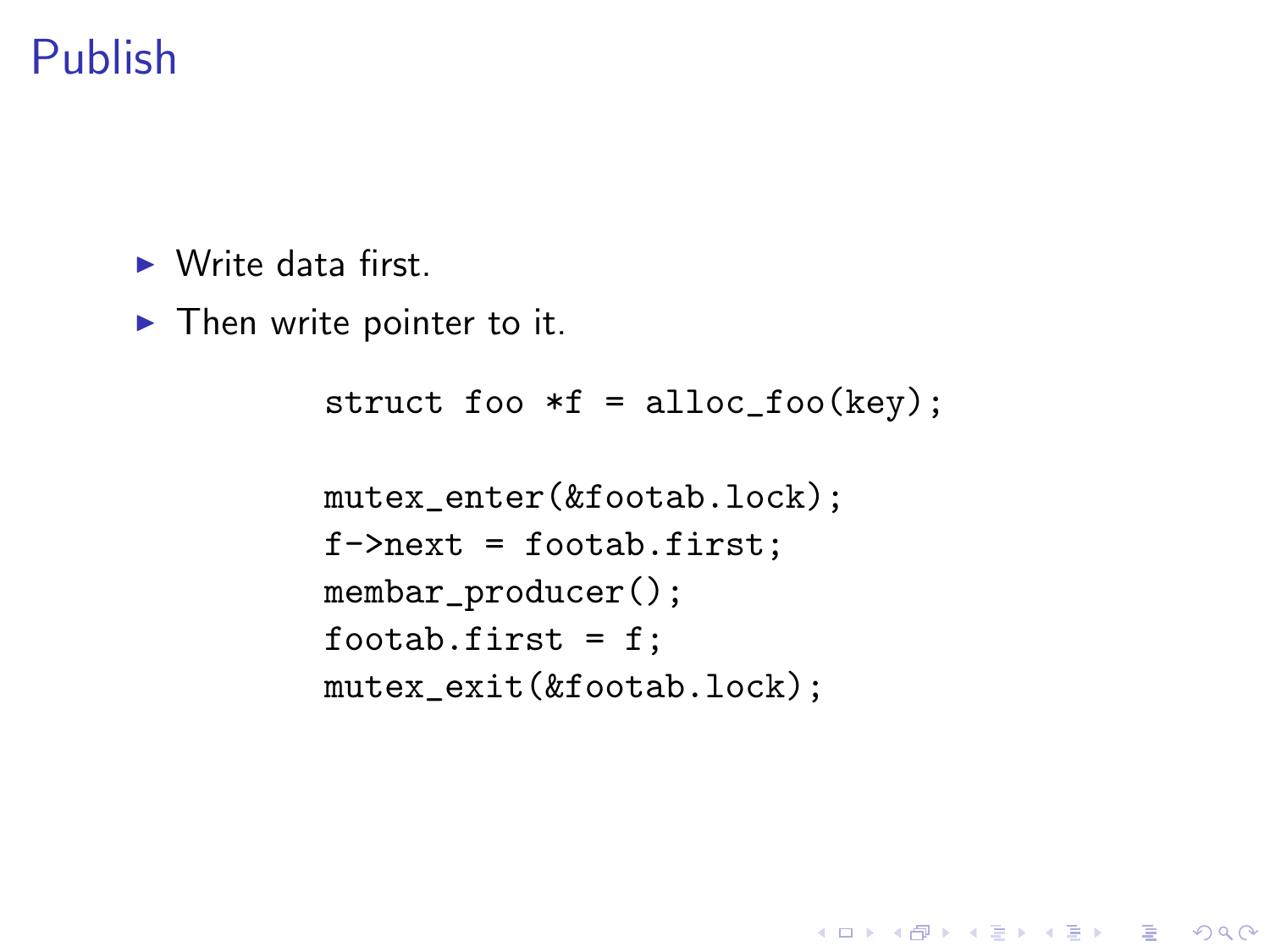# Publish

- Write data first.
- Then write pointer to it.

```
struct foo *f = alloc_foo(key);

mutex_enter(&footab.lock);
f->next = footab.first;
membar_producer();
footab.first = f;
mutex_exit(&footab.lock);
```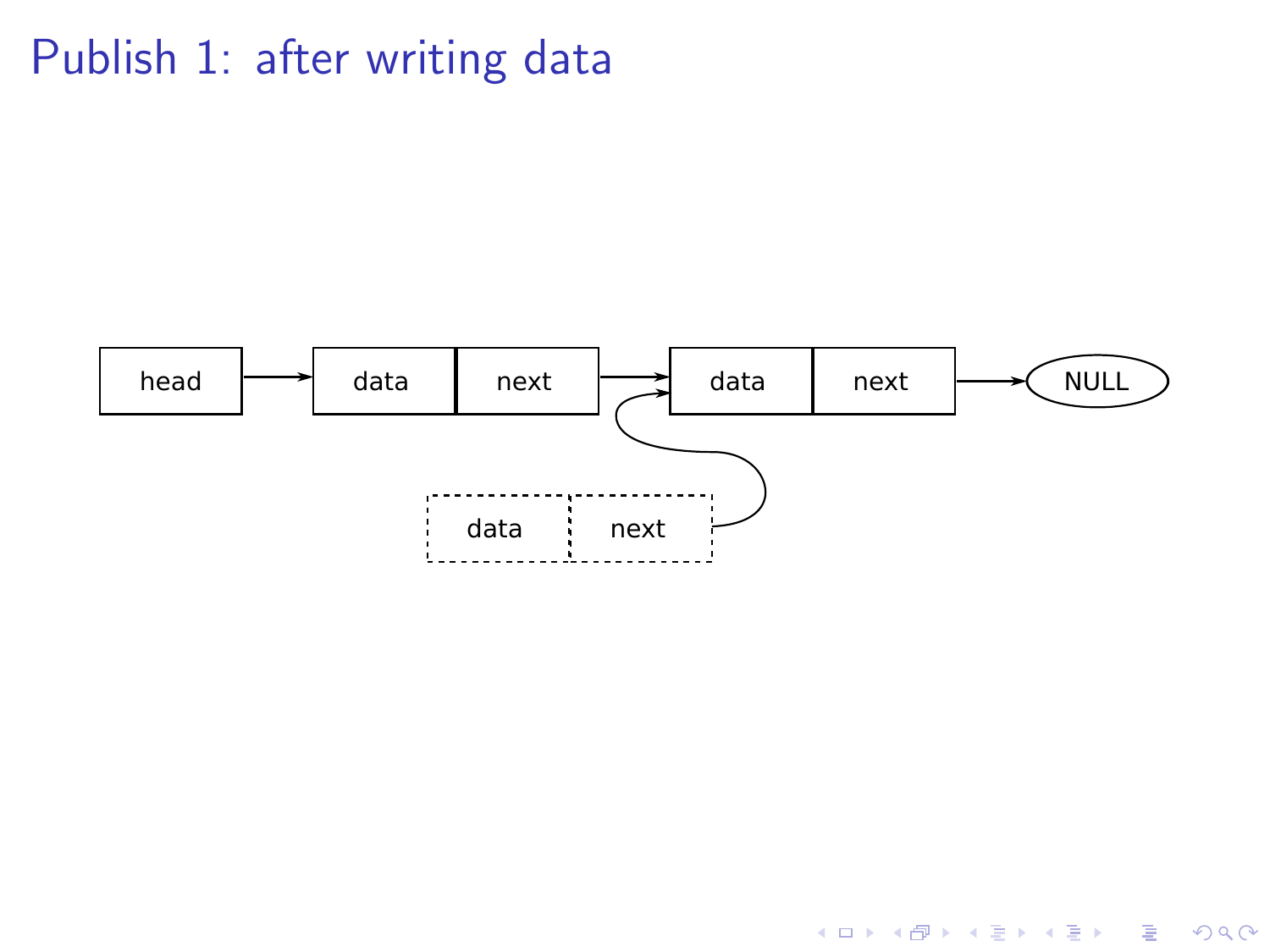# Publish 1: after writing data

head → data | next → data | next → NULL

data | next (dashed) → data | next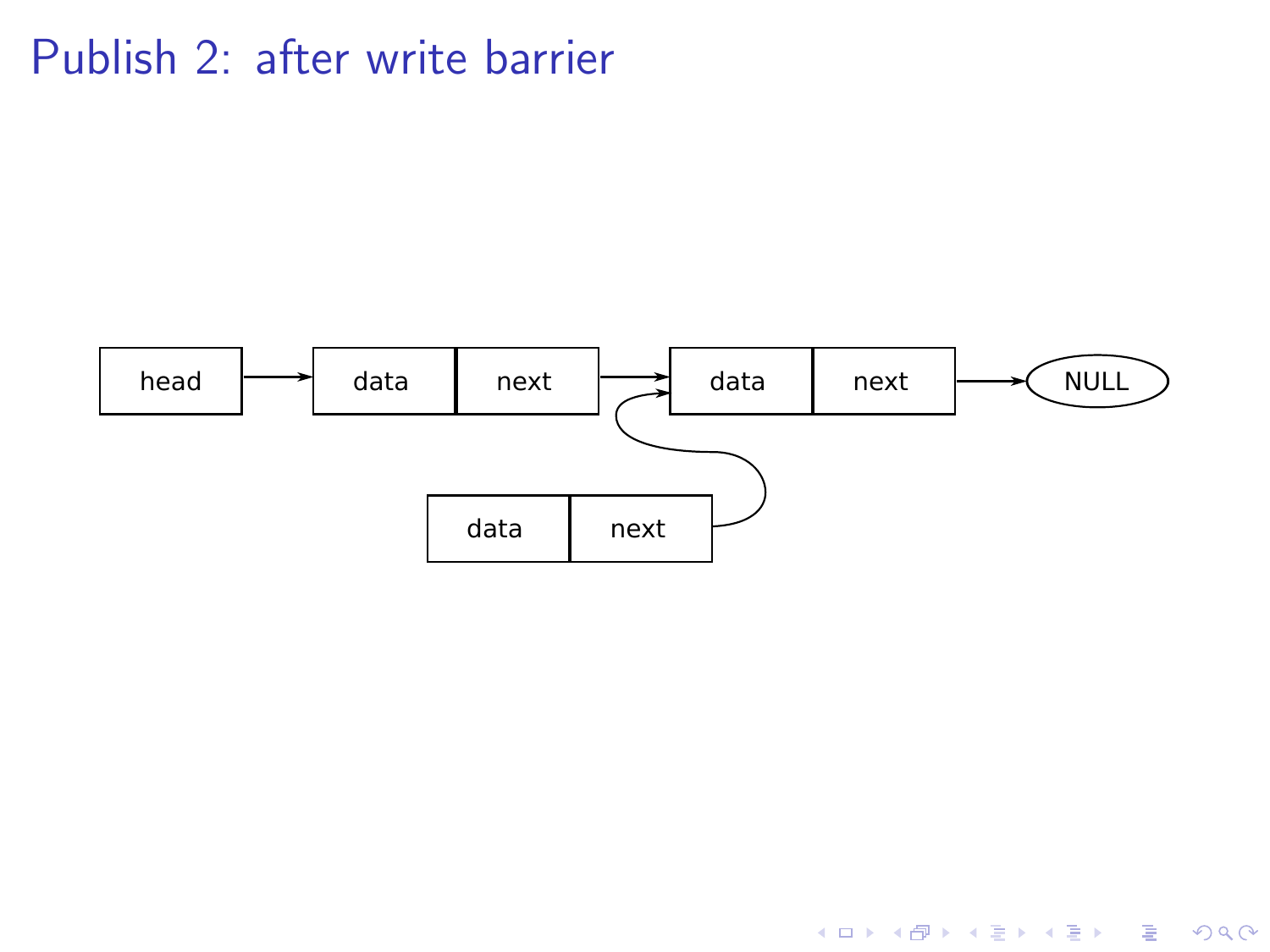# Publish 2: after write barrier

head → data | next → data | next → NULL

data | next → (second data node)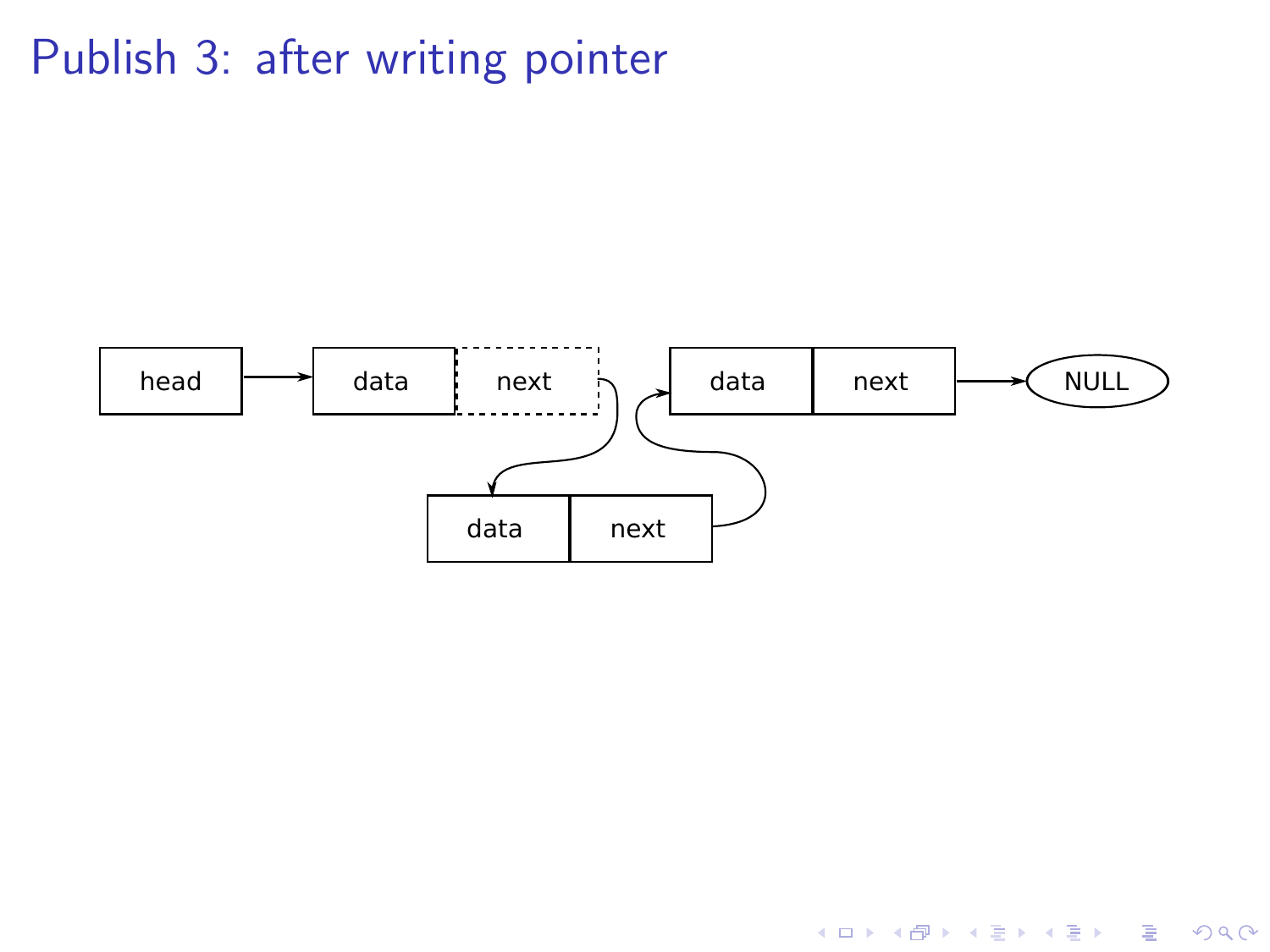# Publish 3: after writing pointer

head → data | next → data | next → data | next → NULL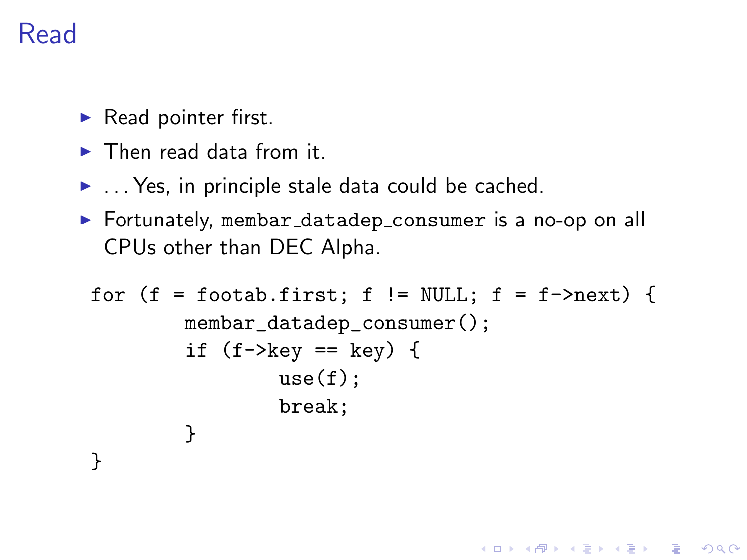# Read

- Read pointer first.
- Then read data from it.
- . . . Yes, in principle stale data could be cached.
- Fortunately, `membar_datadep_consumer` is a no-op on all CPUs other than DEC Alpha.

```
for (f = footab.first; f != NULL; f = f->next) {
        membar_datadep_consumer();
        if (f->key == key) {
                use(f);
                break;
        }
}
```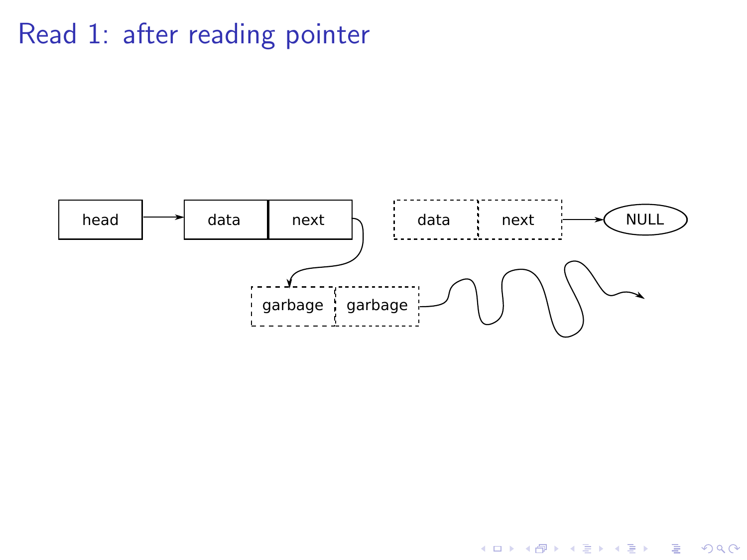# Read 1: after reading pointer

head → data | next

data | next → NULL

garbage | garbage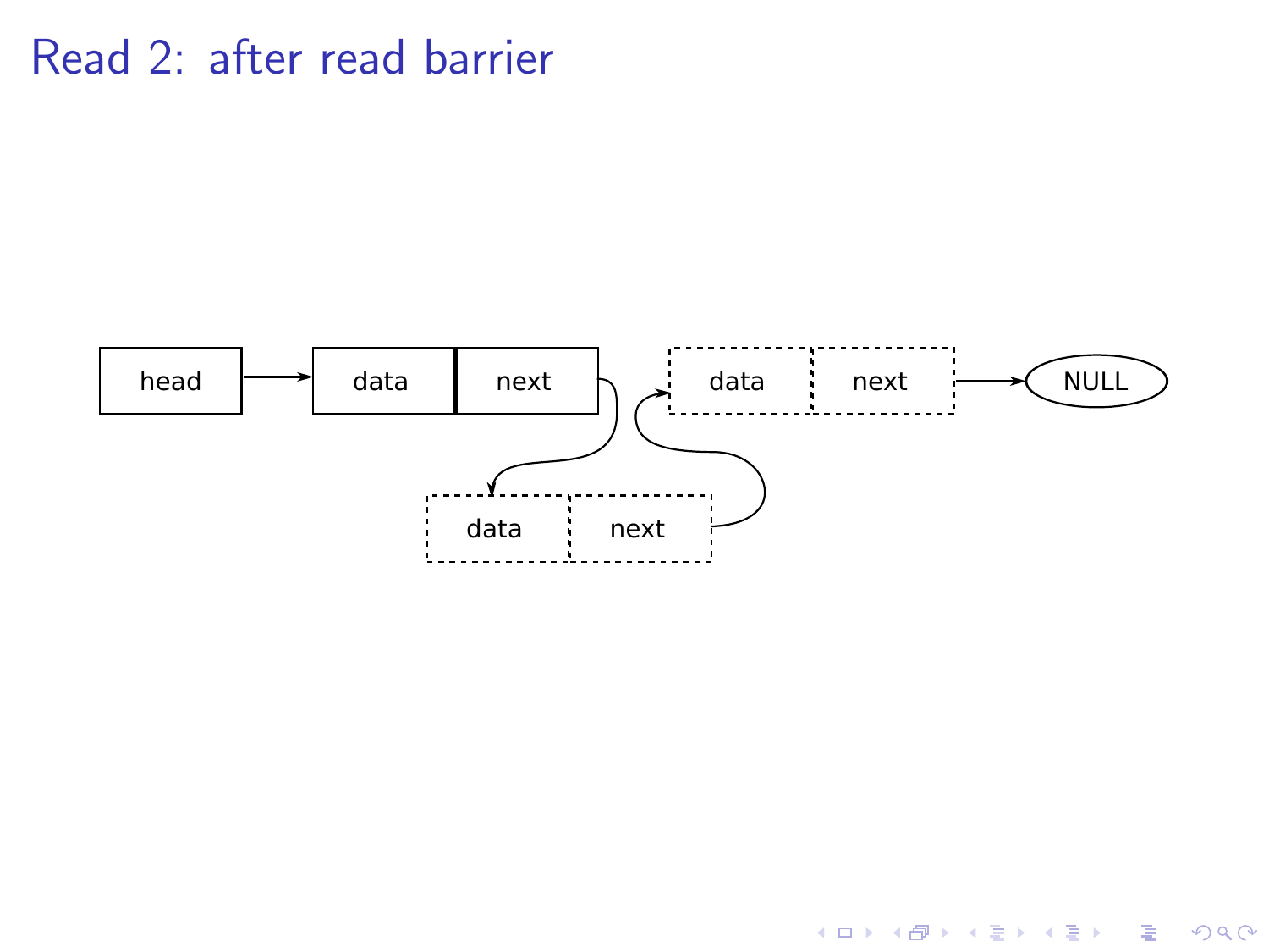# Read 2: after read barrier

head → data | next → data | next → data | next → NULL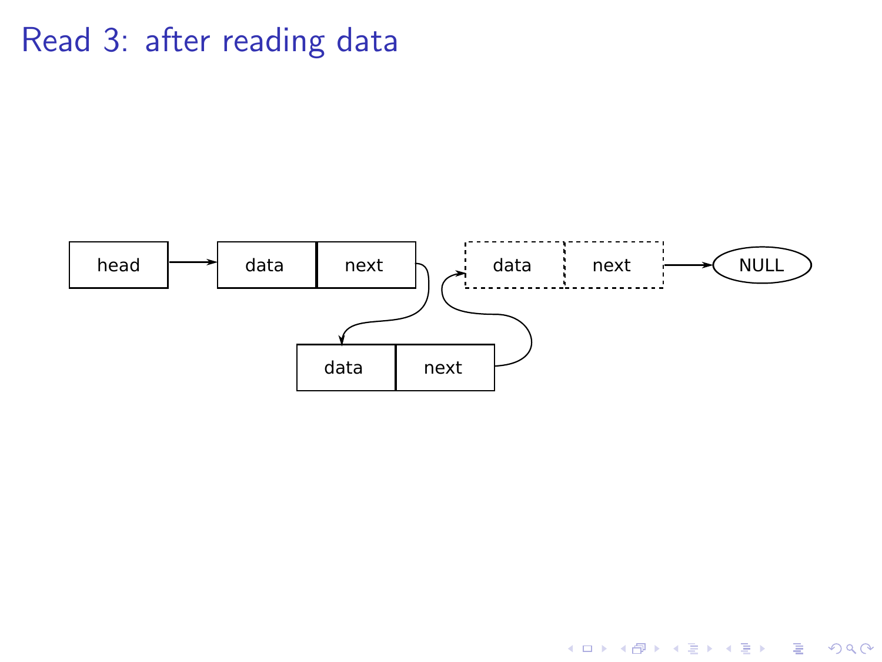# Read 3: after reading data

head → data | next → data | next → data | next → NULL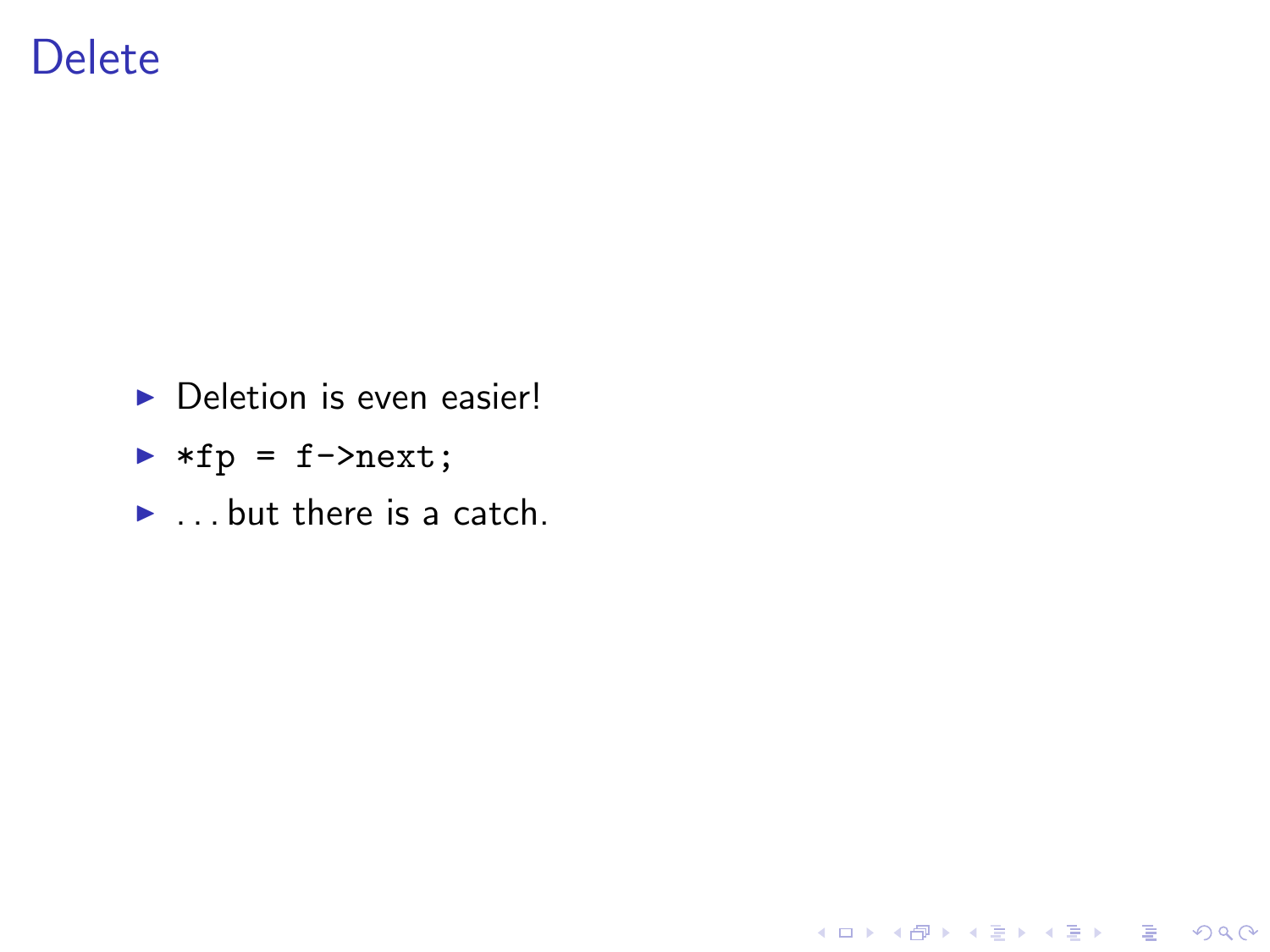# Delete

- Deletion is even easier!
- `*fp = f->next;`
- ... but there is a catch.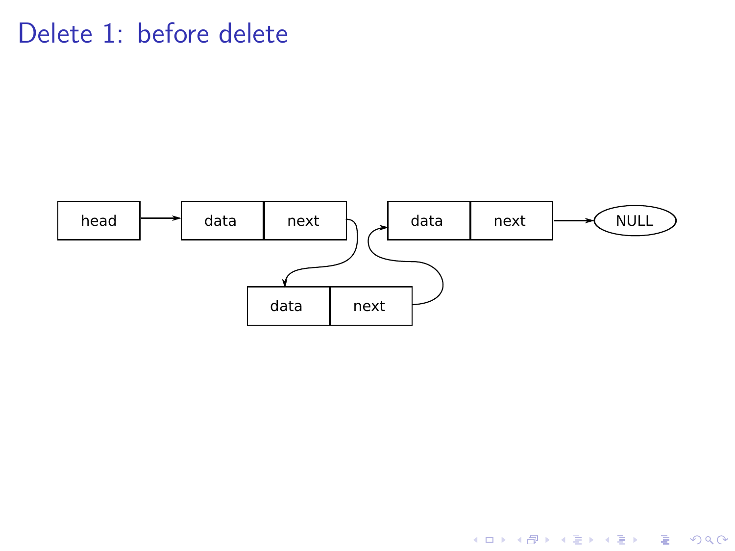# Delete 1: before delete

head → data | next → data | next → data | next → NULL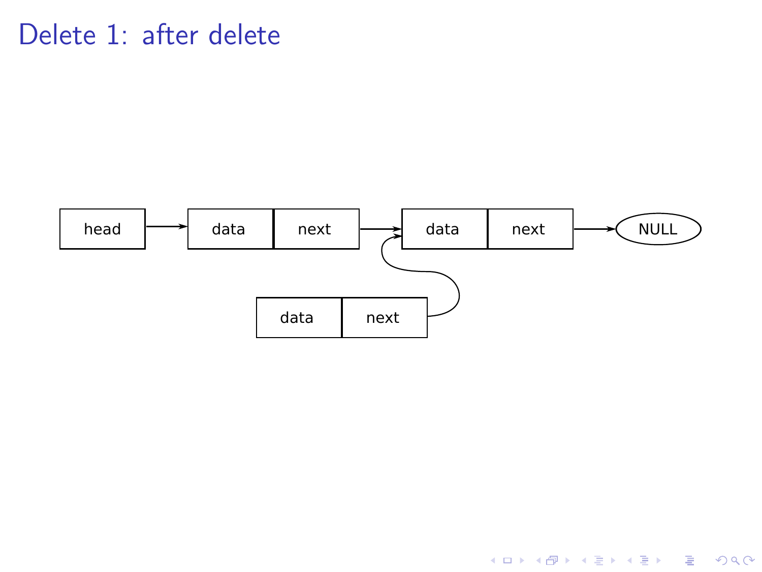# Delete 1: after delete

head → | data | next | → | data | next | → NULL

| data | next | (points to the second node)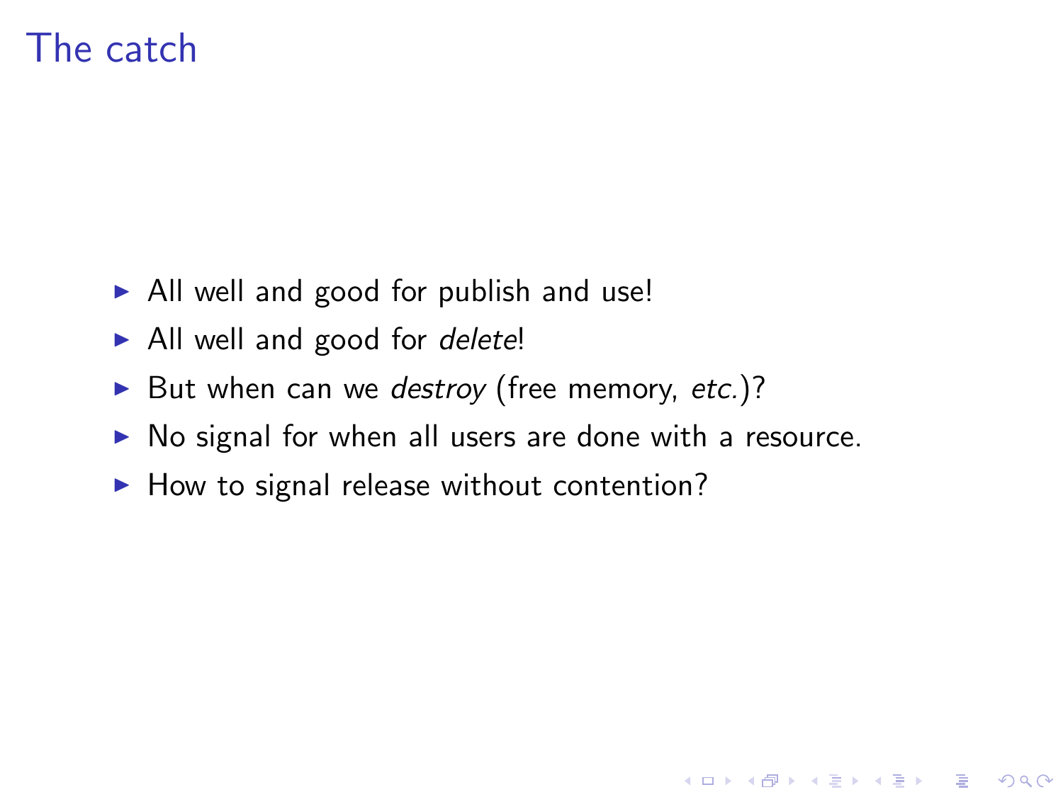# The catch

- All well and good for publish and use!
- All well and good for *delete*!
- But when can we *destroy* (free memory, *etc.*)?
- No signal for when all users are done with a resource.
- How to signal release without contention?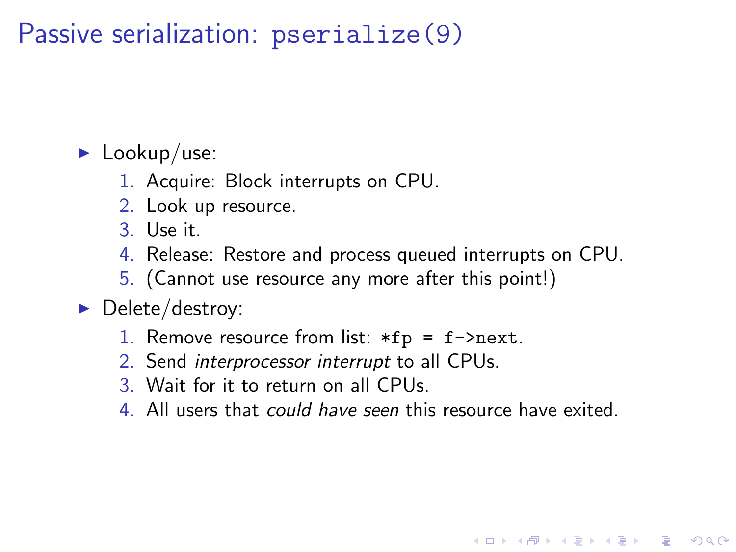# Passive serialization: `pserialize(9)`

- Lookup/use:
  1. Acquire: Block interrupts on CPU.
  2. Look up resource.
  3. Use it.
  4. Release: Restore and process queued interrupts on CPU.
  5. (Cannot use resource any more after this point!)
- Delete/destroy:
  1. Remove resource from list: `*fp = f->next`.
  2. Send *interprocessor interrupt* to all CPUs.
  3. Wait for it to return on all CPUs.
  4. All users that *could have seen* this resource have exited.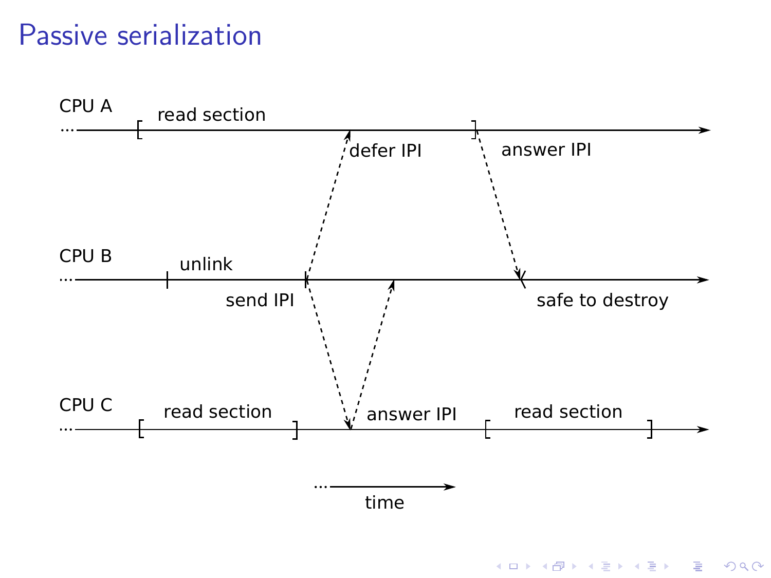# Passive serialization

CPU A

read section

defer IPI

answer IPI

CPU B

unlink

send IPI

safe to destroy

CPU C

read section

answer IPI

read section

time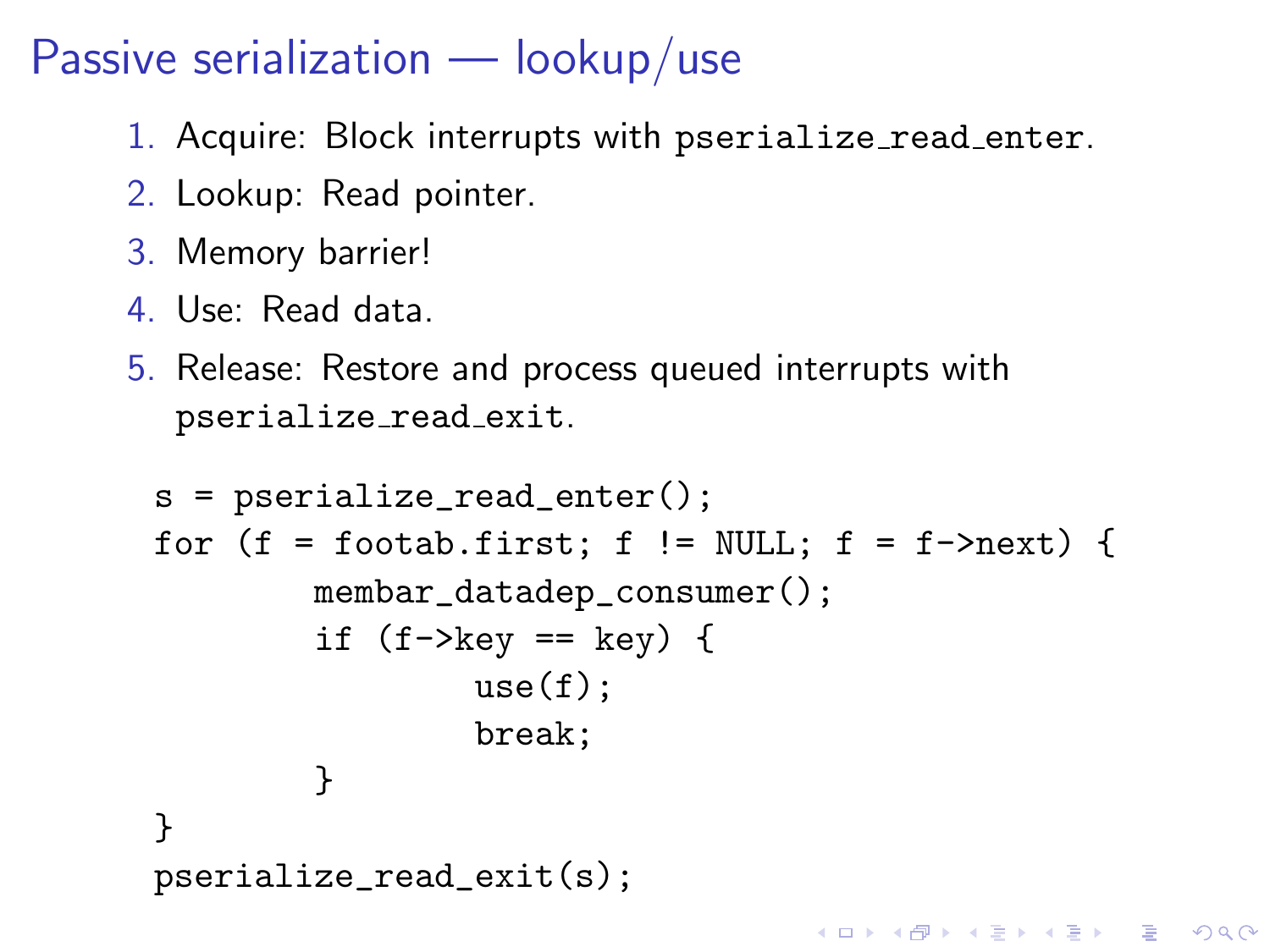# Passive serialization — lookup/use

1. Acquire: Block interrupts with `pserialize_read_enter`.
2. Lookup: Read pointer.
3. Memory barrier!
4. Use: Read data.
5. Release: Restore and process queued interrupts with `pserialize_read_exit`.

```
s = pserialize_read_enter();
for (f = footab.first; f != NULL; f = f->next) {
        membar_datadep_consumer();
        if (f->key == key) {
                use(f);
                break;
        }
}
pserialize_read_exit(s);
```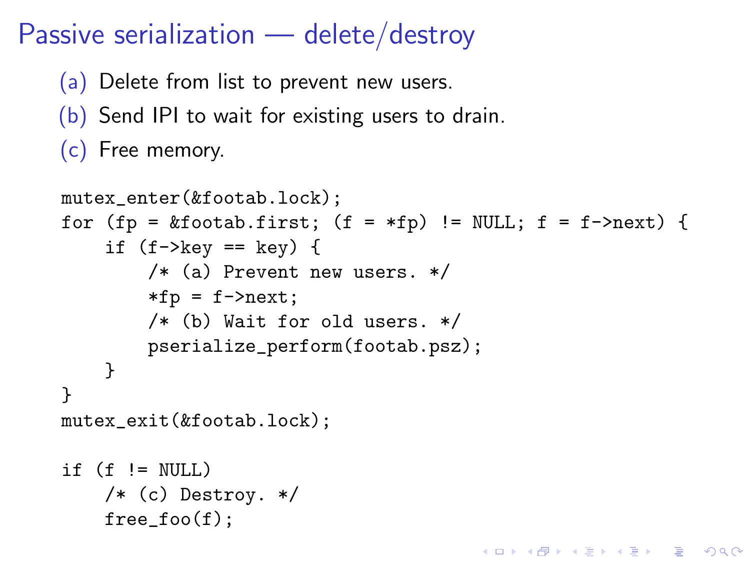# Passive serialization — delete/destroy

(a) Delete from list to prevent new users.

(b) Send IPI to wait for existing users to drain.

(c) Free memory.

```
mutex_enter(&footab.lock);
for (fp = &footab.first; (f = *fp) != NULL; f = f->next) {
    if (f->key == key) {
        /* (a) Prevent new users. */
        *fp = f->next;
        /* (b) Wait for old users. */
        pserialize_perform(footab.psz);
    }
}
mutex_exit(&footab.lock);

if (f != NULL)
    /* (c) Destroy. */
    free_foo(f);
```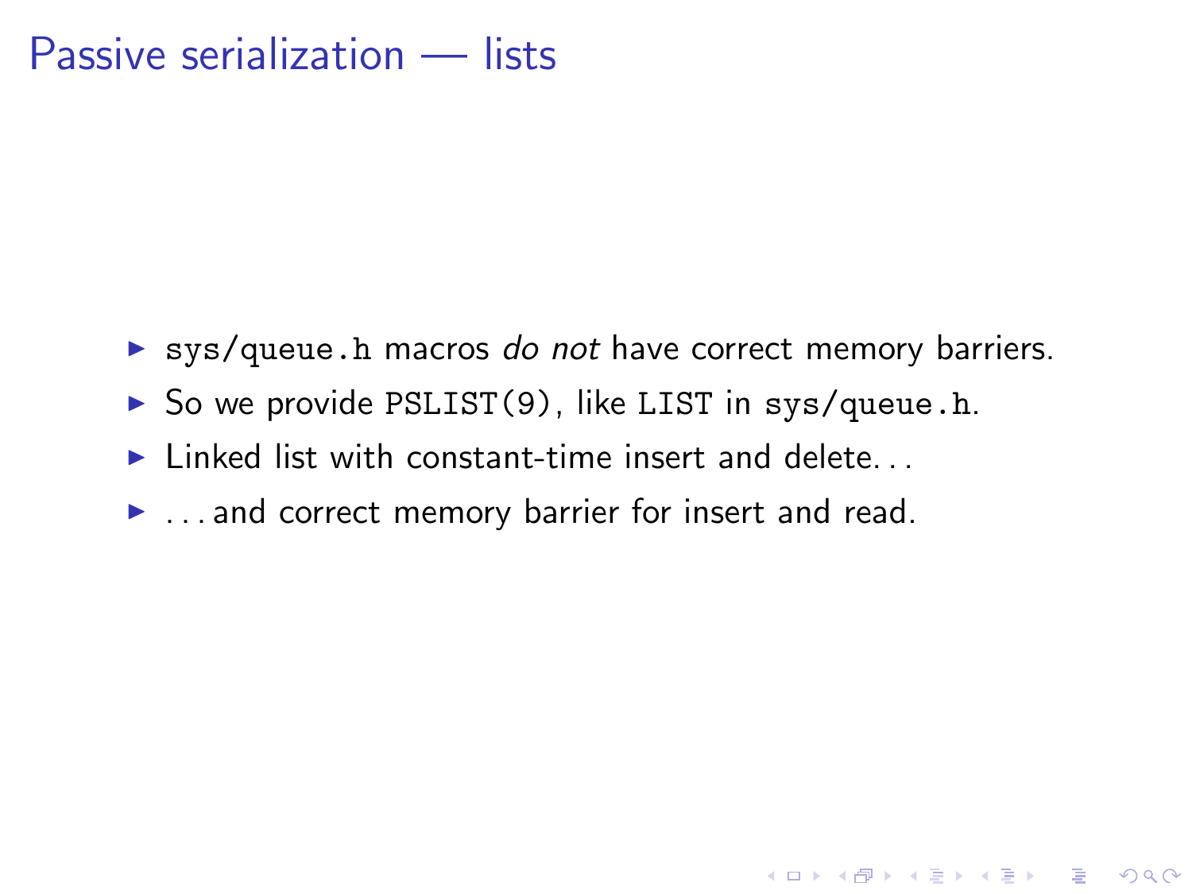# Passive serialization — lists

- `sys/queue.h` macros *do not* have correct memory barriers.
- So we provide `PSLIST(9)`, like `LIST` in `sys/queue.h`.
- Linked list with constant-time insert and delete...
- ...and correct memory barrier for insert and read.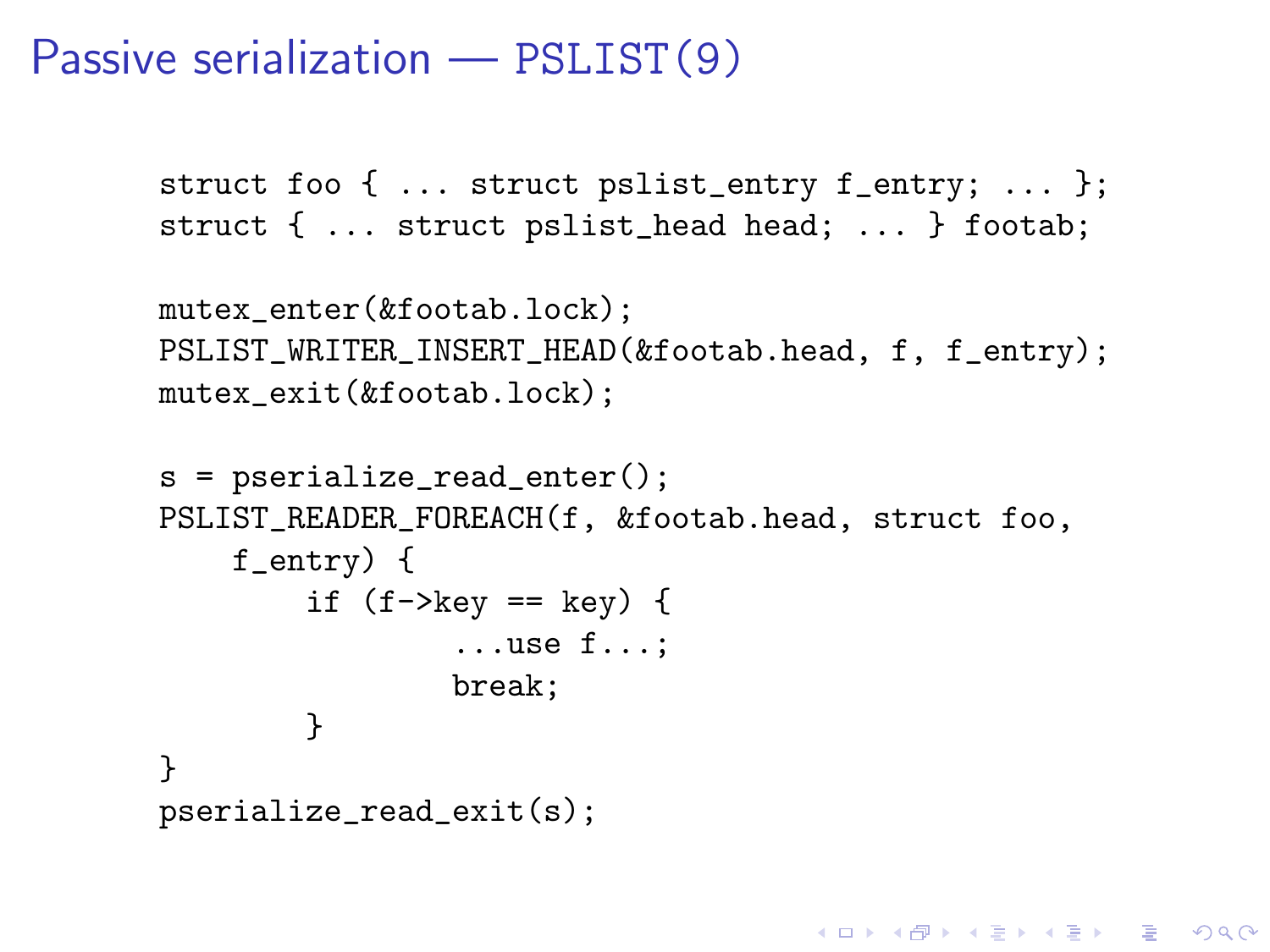# Passive serialization — PSLIST(9)

```
struct foo { ... struct pslist_entry f_entry; ... };
struct { ... struct pslist_head head; ... } footab;

mutex_enter(&footab.lock);
PSLIST_WRITER_INSERT_HEAD(&footab.head, f, f_entry);
mutex_exit(&footab.lock);

s = pserialize_read_enter();
PSLIST_READER_FOREACH(f, &footab.head, struct foo,
    f_entry) {
        if (f->key == key) {
                ...use f...;
                break;
        }
}
pserialize_read_exit(s);
```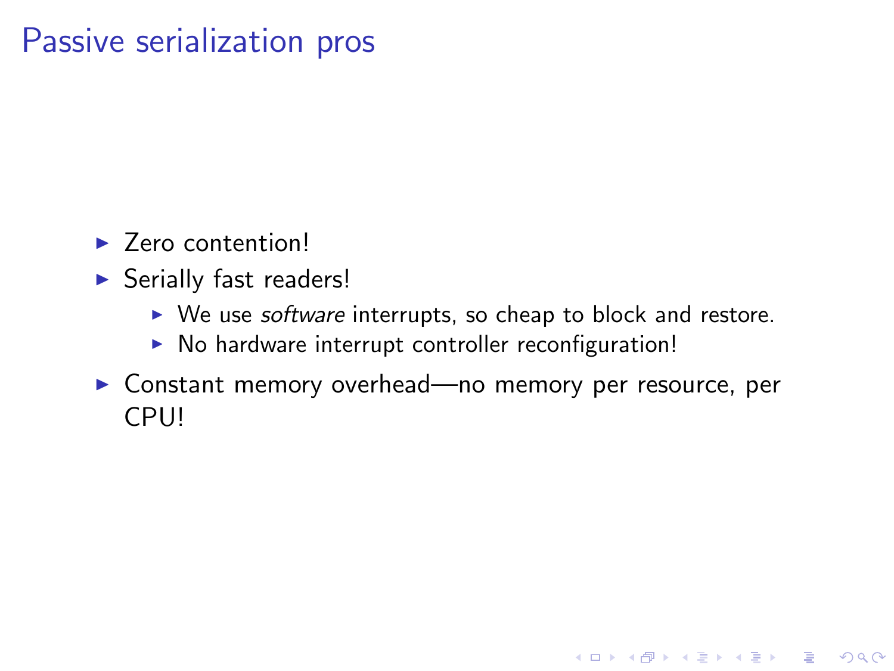# Passive serialization pros

- Zero contention!
- Serially fast readers!
  - We use *software* interrupts, so cheap to block and restore.
  - No hardware interrupt controller reconfiguration!
- Constant memory overhead—no memory per resource, per CPU!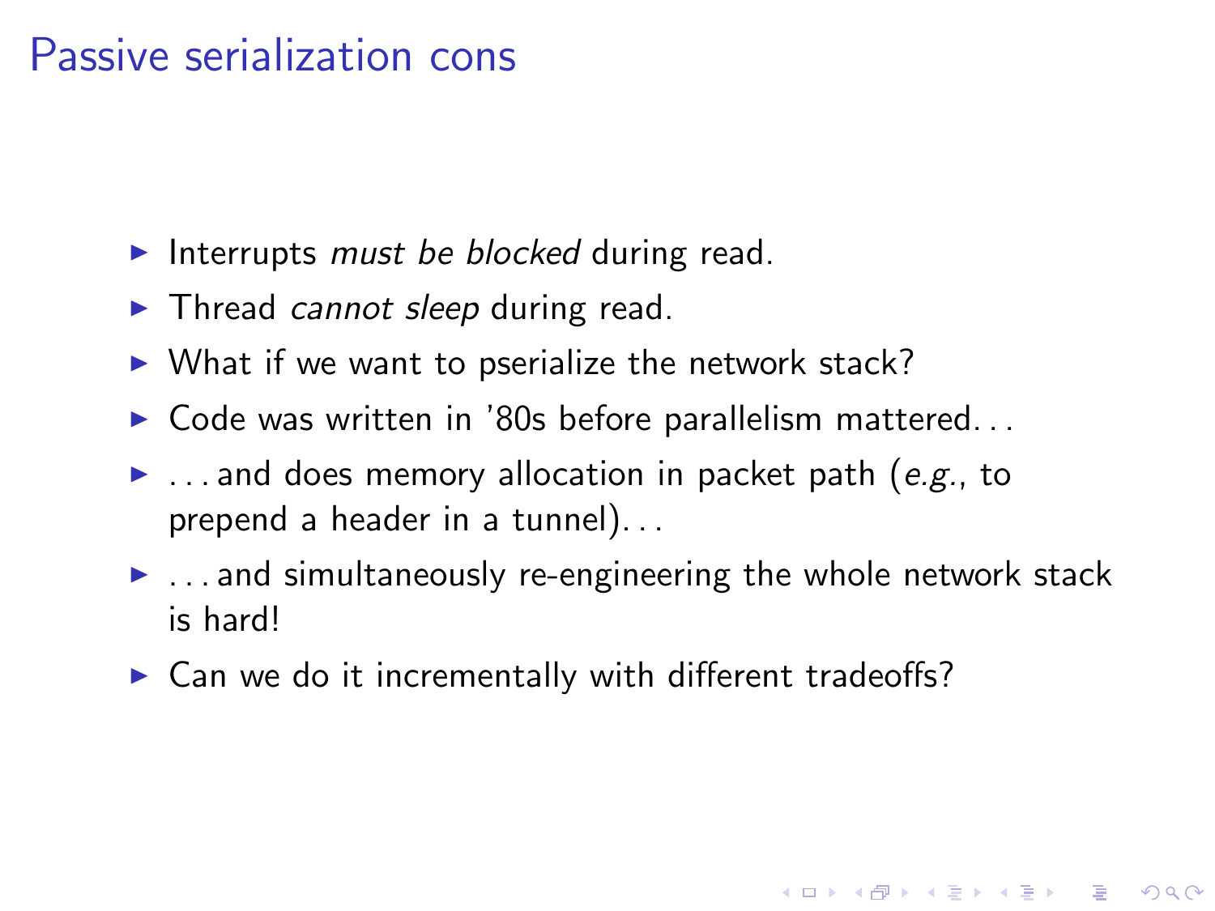# Passive serialization cons

- Interrupts *must be blocked* during read.
- Thread *cannot sleep* during read.
- What if we want to pserialize the network stack?
- Code was written in '80s before parallelism mattered...
- ...and does memory allocation in packet path (*e.g.*, to prepend a header in a tunnel)...
- ...and simultaneously re-engineering the whole network stack is hard!
- Can we do it incrementally with different tradeoffs?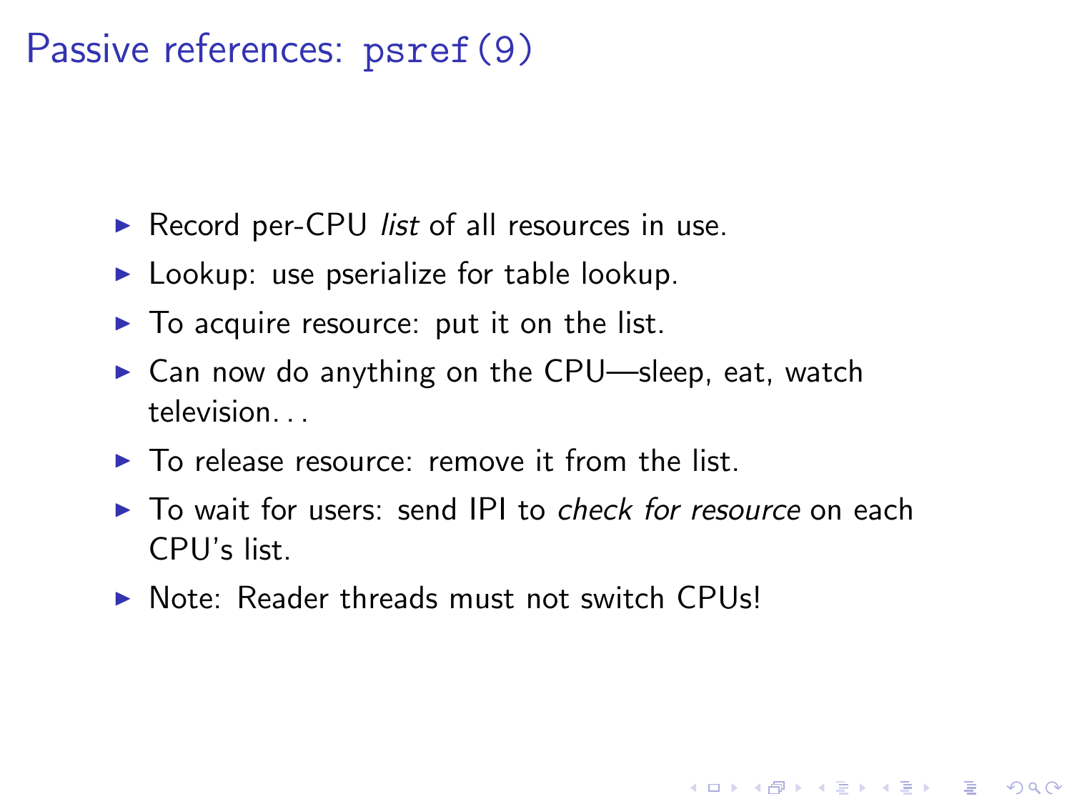# Passive references: `psref(9)`

- Record per-CPU *list* of all resources in use.
- Lookup: use pserialize for table lookup.
- To acquire resource: put it on the list.
- Can now do anything on the CPU—sleep, eat, watch television. . .
- To release resource: remove it from the list.
- To wait for users: send IPI to *check for resource* on each CPU's list.
- Note: Reader threads must not switch CPUs!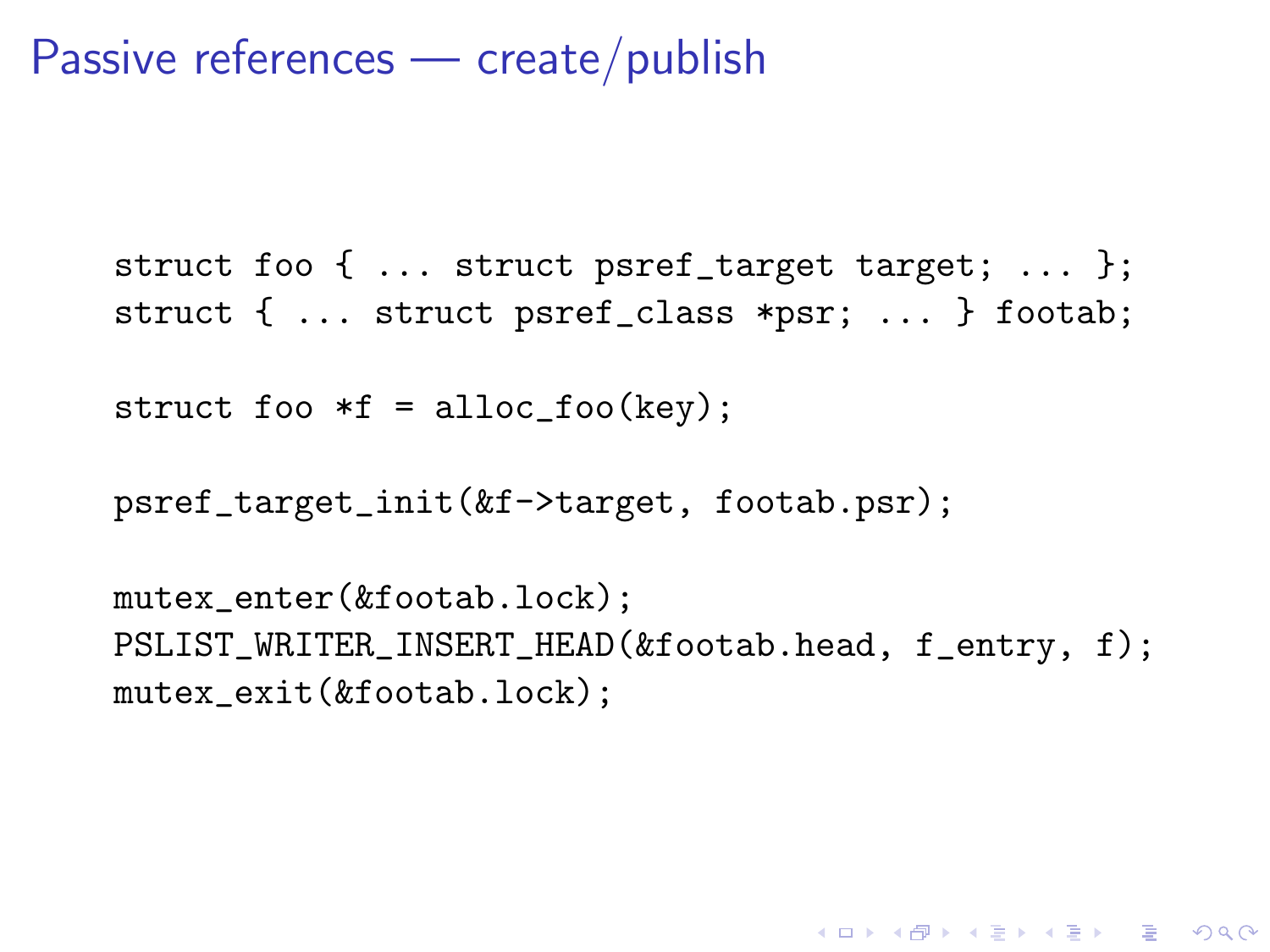# Passive references — create/publish

```
struct foo { ... struct psref_target target; ... };
struct { ... struct psref_class *psr; ... } footab;

struct foo *f = alloc_foo(key);

psref_target_init(&f->target, footab.psr);

mutex_enter(&footab.lock);
PSLIST_WRITER_INSERT_HEAD(&footab.head, f_entry, f);
mutex_exit(&footab.lock);
```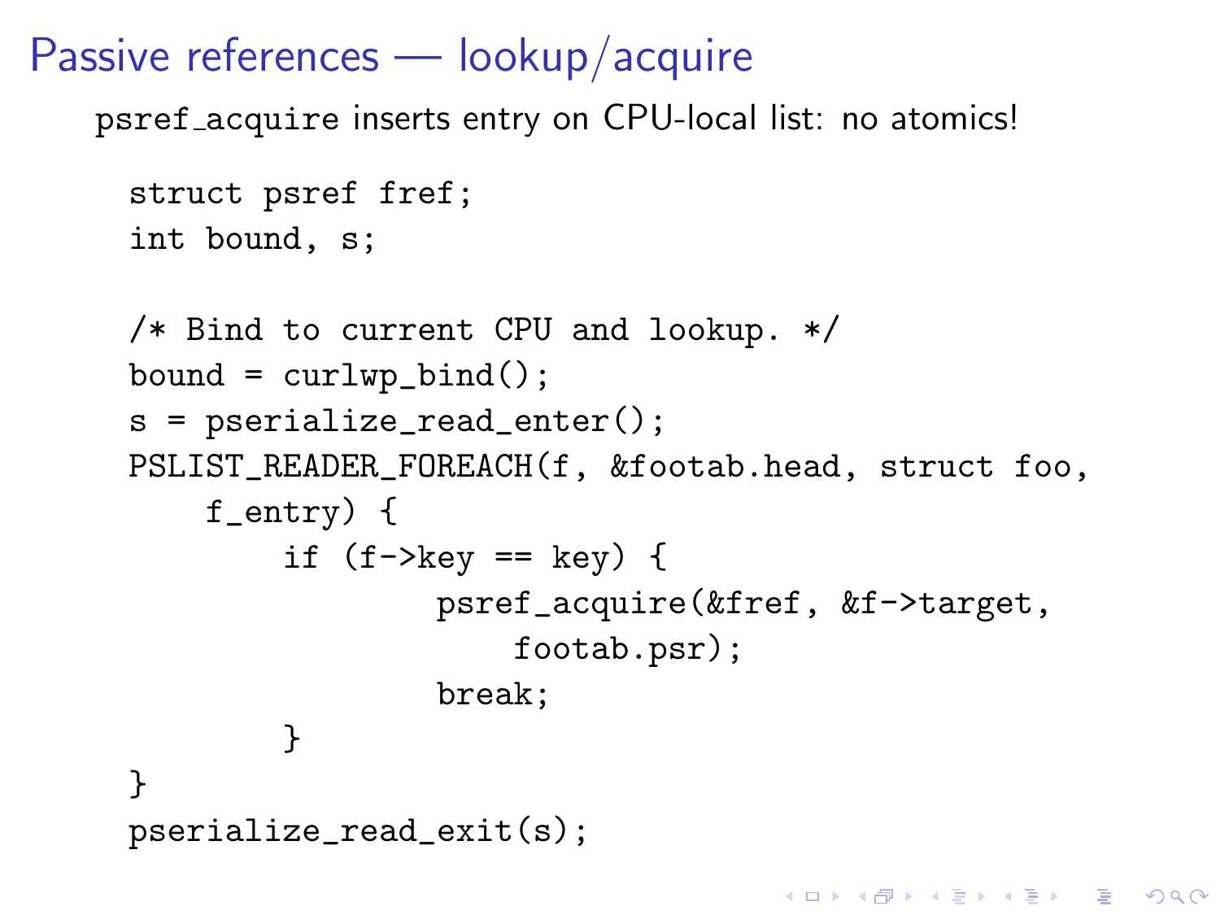# Passive references — lookup/acquire

psref_acquire inserts entry on CPU-local list: no atomics!

```
struct psref fref;
int bound, s;

/* Bind to current CPU and lookup. */
bound = curlwp_bind();
s = pserialize_read_enter();
PSLIST_READER_FOREACH(f, &footab.head, struct foo,
    f_entry) {
        if (f->key == key) {
                psref_acquire(&fref, &f->target,
                    footab.psr);
                break;
        }
}
pserialize_read_exit(s);
```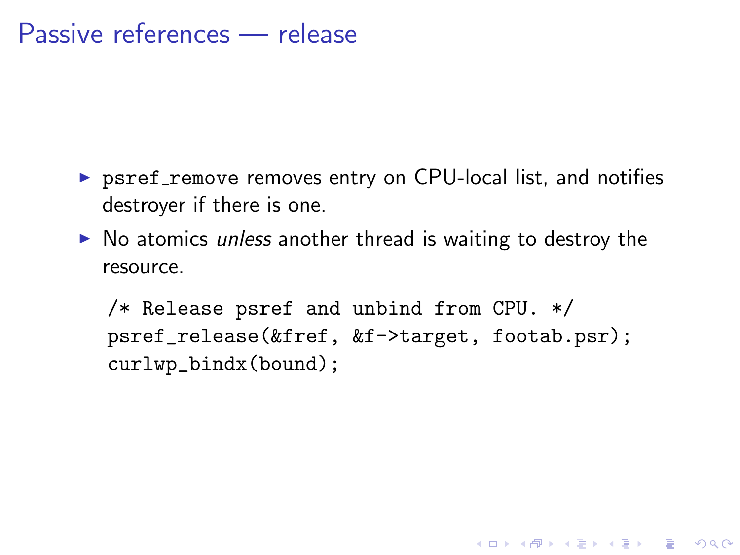# Passive references — release

- psref_remove removes entry on CPU-local list, and notifies destroyer if there is one.
- No atomics *unless* another thread is waiting to destroy the resource.

```
/* Release psref and unbind from CPU. */
psref_release(&fref, &f->target, footab.psr);
curlwp_bindx(bound);
```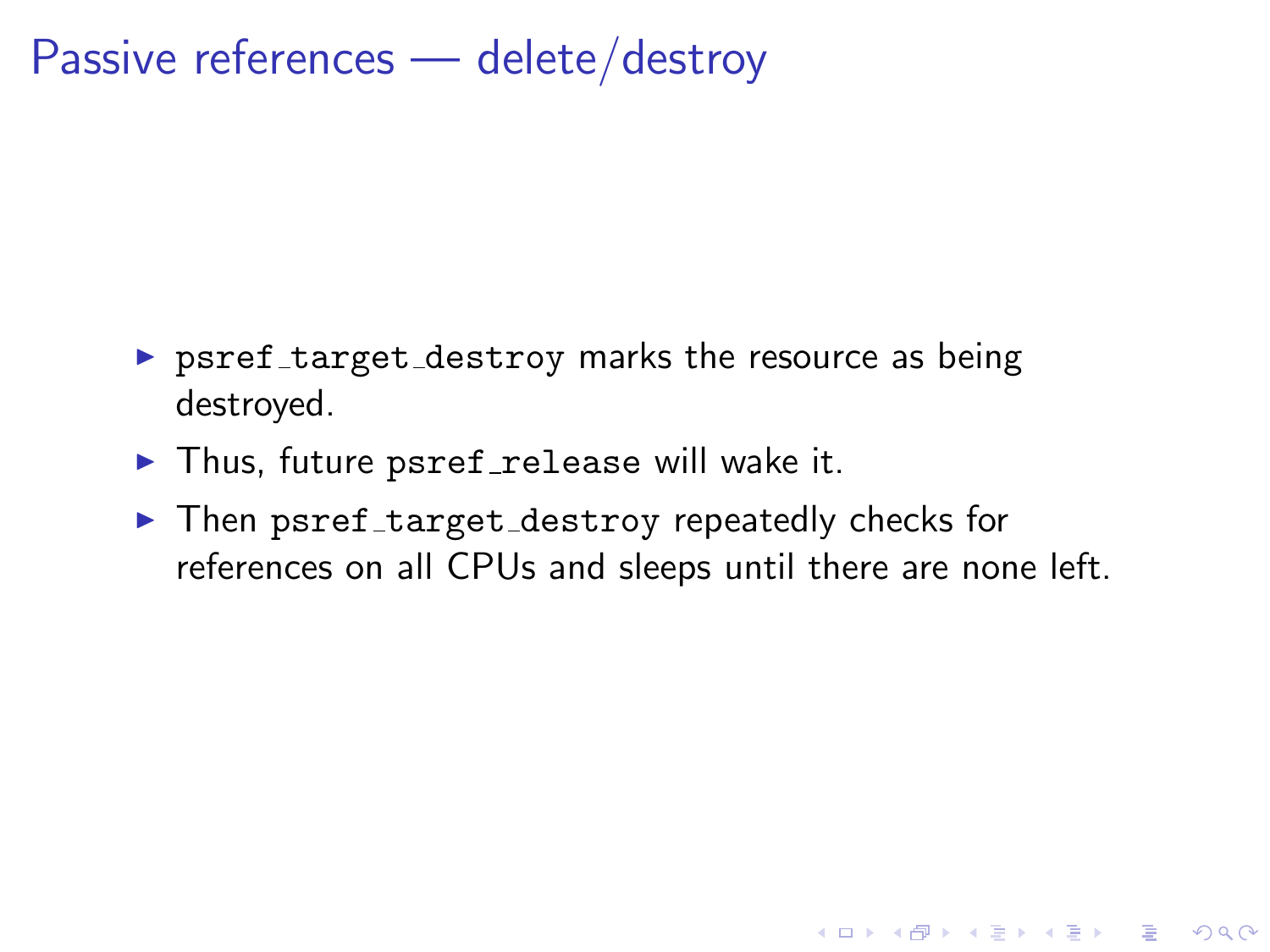# Passive references — delete/destroy

- `psref_target_destroy` marks the resource as being destroyed.
- Thus, future `psref_release` will wake it.
- Then `psref_target_destroy` repeatedly checks for references on all CPUs and sleeps until there are none left.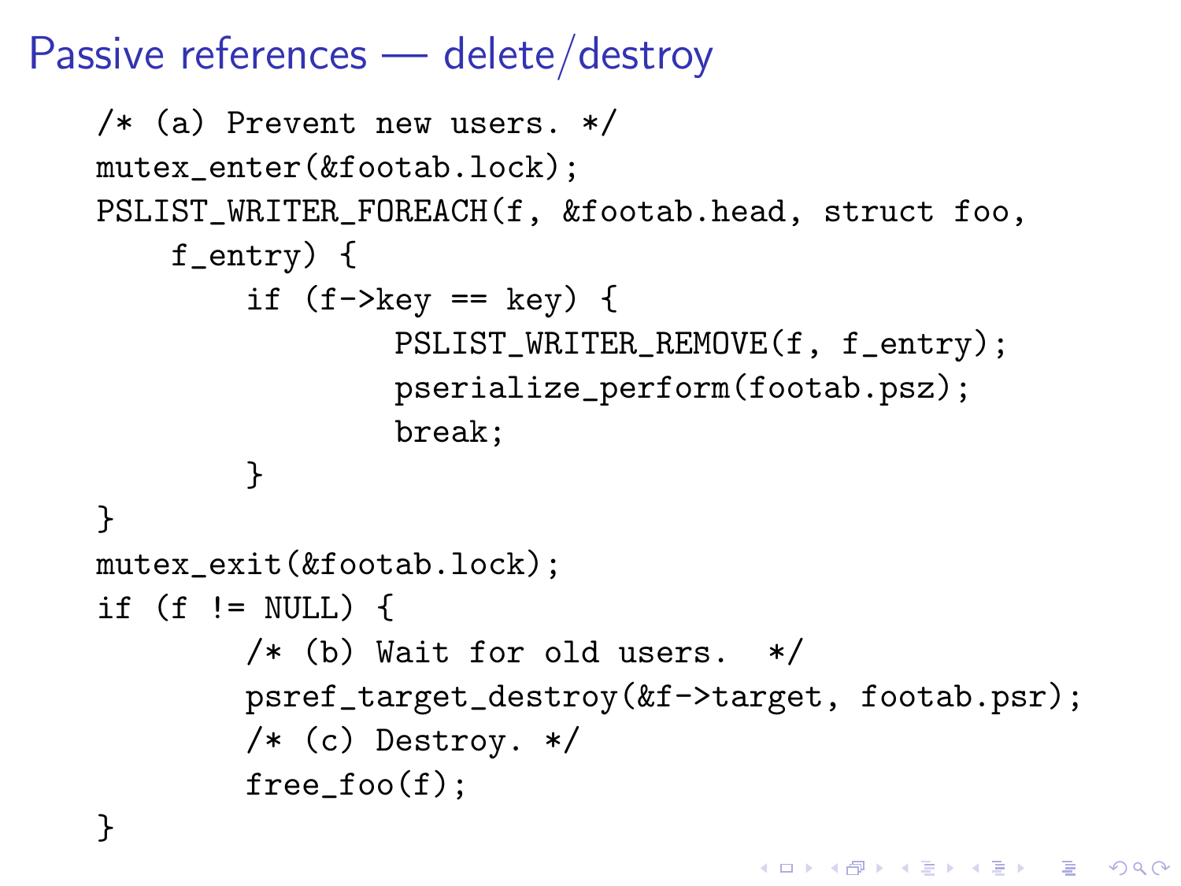# Passive references — delete/destroy

```
/* (a) Prevent new users. */
mutex_enter(&footab.lock);
PSLIST_WRITER_FOREACH(f, &footab.head, struct foo,
    f_entry) {
        if (f->key == key) {
                PSLIST_WRITER_REMOVE(f, f_entry);
                pserialize_perform(footab.psz);
                break;
        }
}
mutex_exit(&footab.lock);
if (f != NULL) {
        /* (b) Wait for old users.  */
        psref_target_destroy(&f->target, footab.psr);
        /* (c) Destroy. */
        free_foo(f);
}
```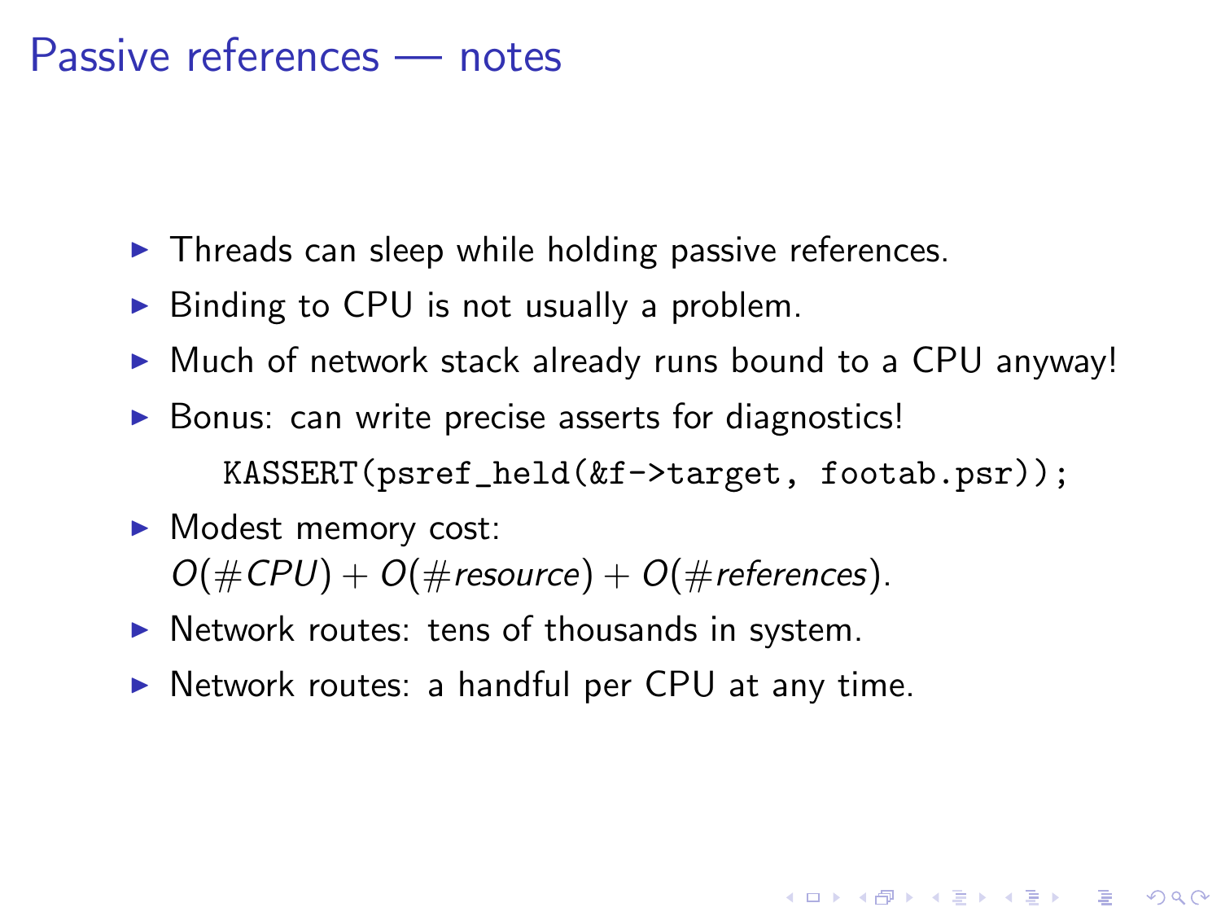# Passive references — notes

- Threads can sleep while holding passive references.
- Binding to CPU is not usually a problem.
- Much of network stack already runs bound to a CPU anyway!
- Bonus: can write precise asserts for diagnostics!

  ```
  KASSERT(psref_held(&f->target, footab.psr));
  ```

- Modest memory cost:
  $O(\#CPU) + O(\#resource) + O(\#references)$.
- Network routes: tens of thousands in system.
- Network routes: a handful per CPU at any time.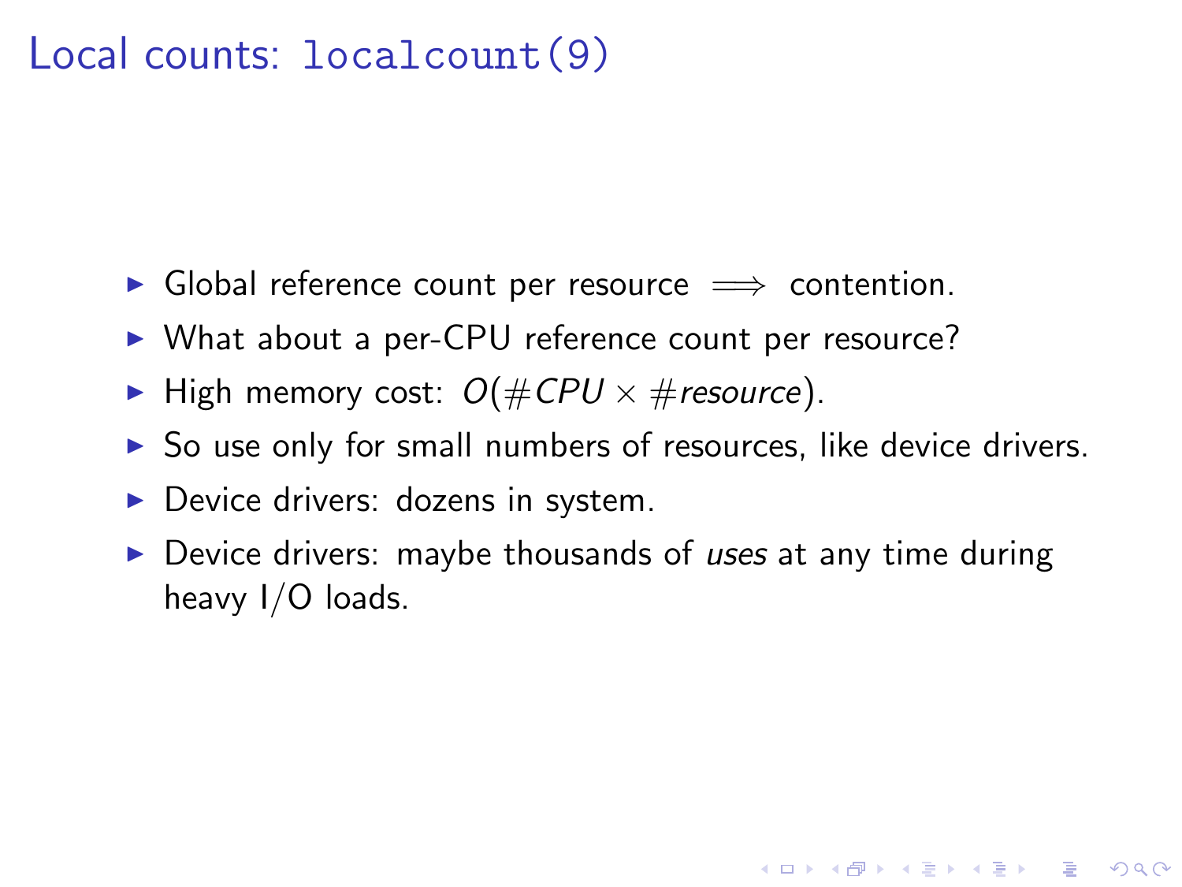# Local counts: `localcount(9)`

- Global reference count per resource $\implies$ contention.
- What about a per-CPU reference count per resource?
- High memory cost: $O(\#CPU \times \#resource)$.
- So use only for small numbers of resources, like device drivers.
- Device drivers: dozens in system.
- Device drivers: maybe thousands of *uses* at any time during heavy I/O loads.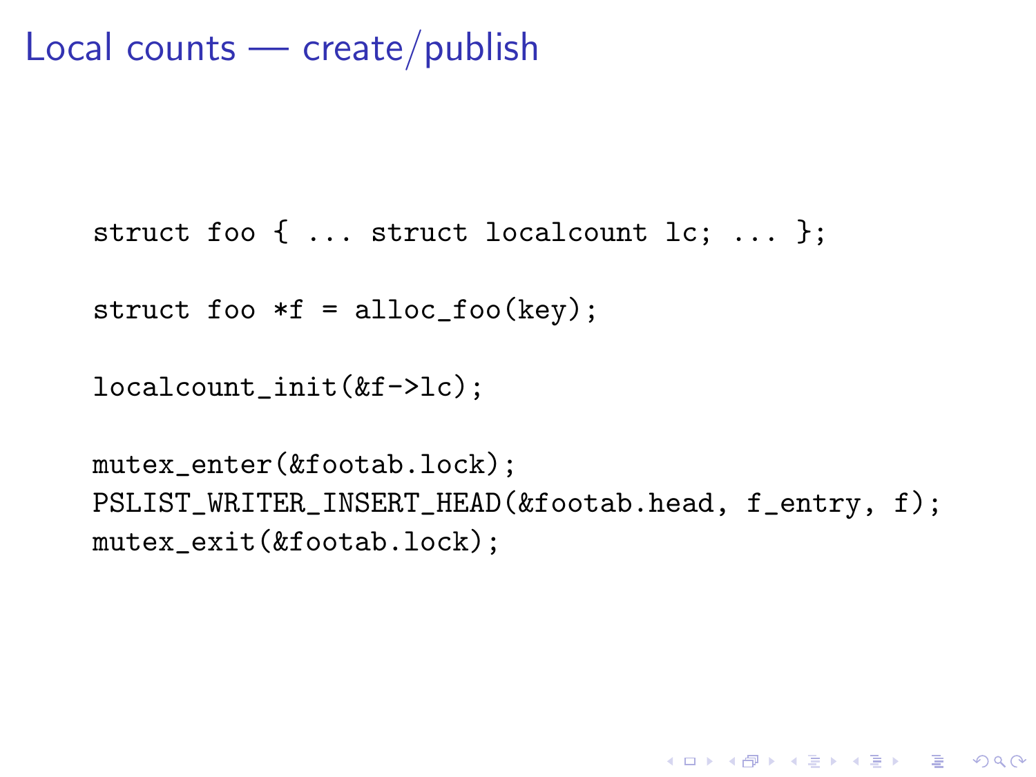# Local counts — create/publish

```
struct foo { ... struct localcount lc; ... };

struct foo *f = alloc_foo(key);

localcount_init(&f->lc);

mutex_enter(&footab.lock);
PSLIST_WRITER_INSERT_HEAD(&footab.head, f_entry, f);
mutex_exit(&footab.lock);
```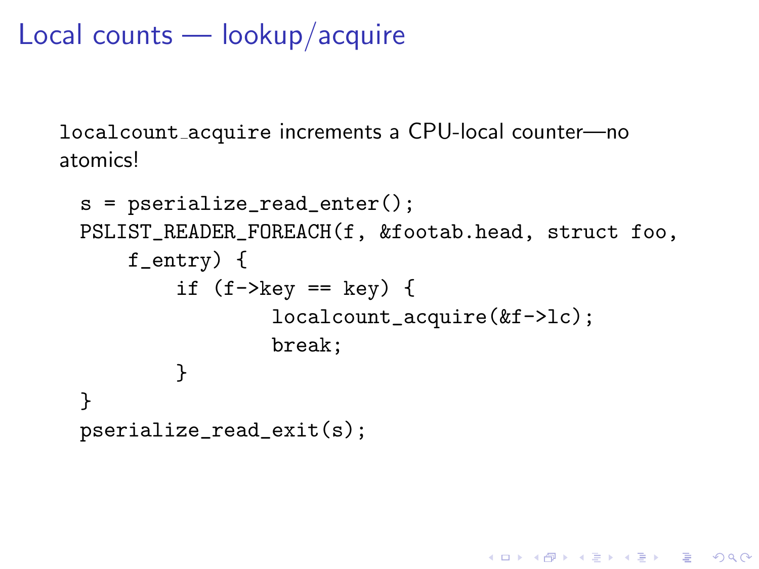# Local counts — lookup/acquire

`localcount_acquire` increments a CPU-local counter—no atomics!

```
s = pserialize_read_enter();
PSLIST_READER_FOREACH(f, &footab.head, struct foo,
    f_entry) {
        if (f->key == key) {
                localcount_acquire(&f->lc);
                break;
        }
}
pserialize_read_exit(s);
```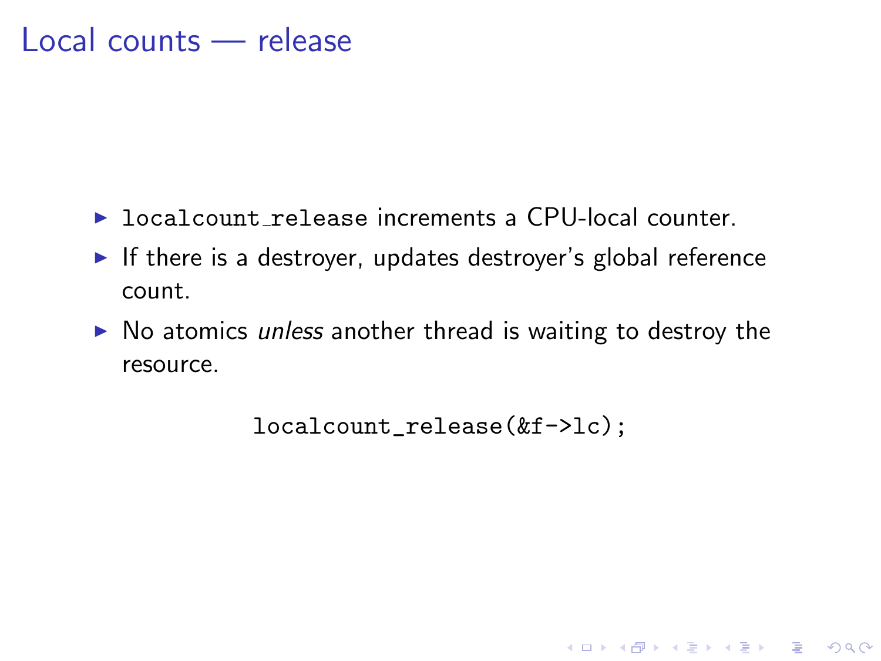# Local counts — release

- `localcount_release` increments a CPU-local counter.
- If there is a destroyer, updates destroyer's global reference count.
- No atomics *unless* another thread is waiting to destroy the resource.

```
localcount_release(&f->lc);
```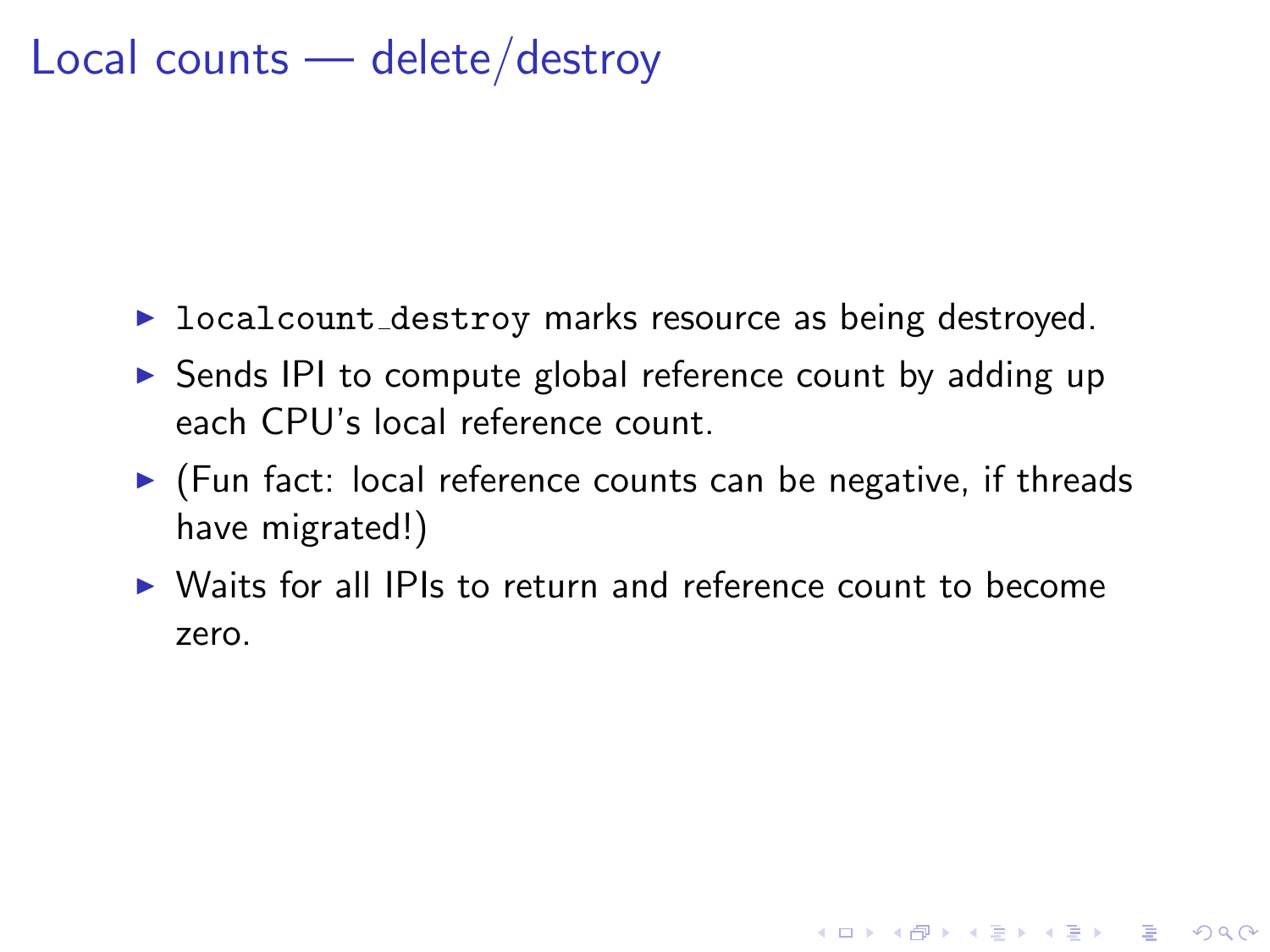# Local counts — delete/destroy

- `localcount_destroy` marks resource as being destroyed.
- Sends IPI to compute global reference count by adding up each CPU's local reference count.
- (Fun fact: local reference counts can be negative, if threads have migrated!)
- Waits for all IPIs to return and reference count to become zero.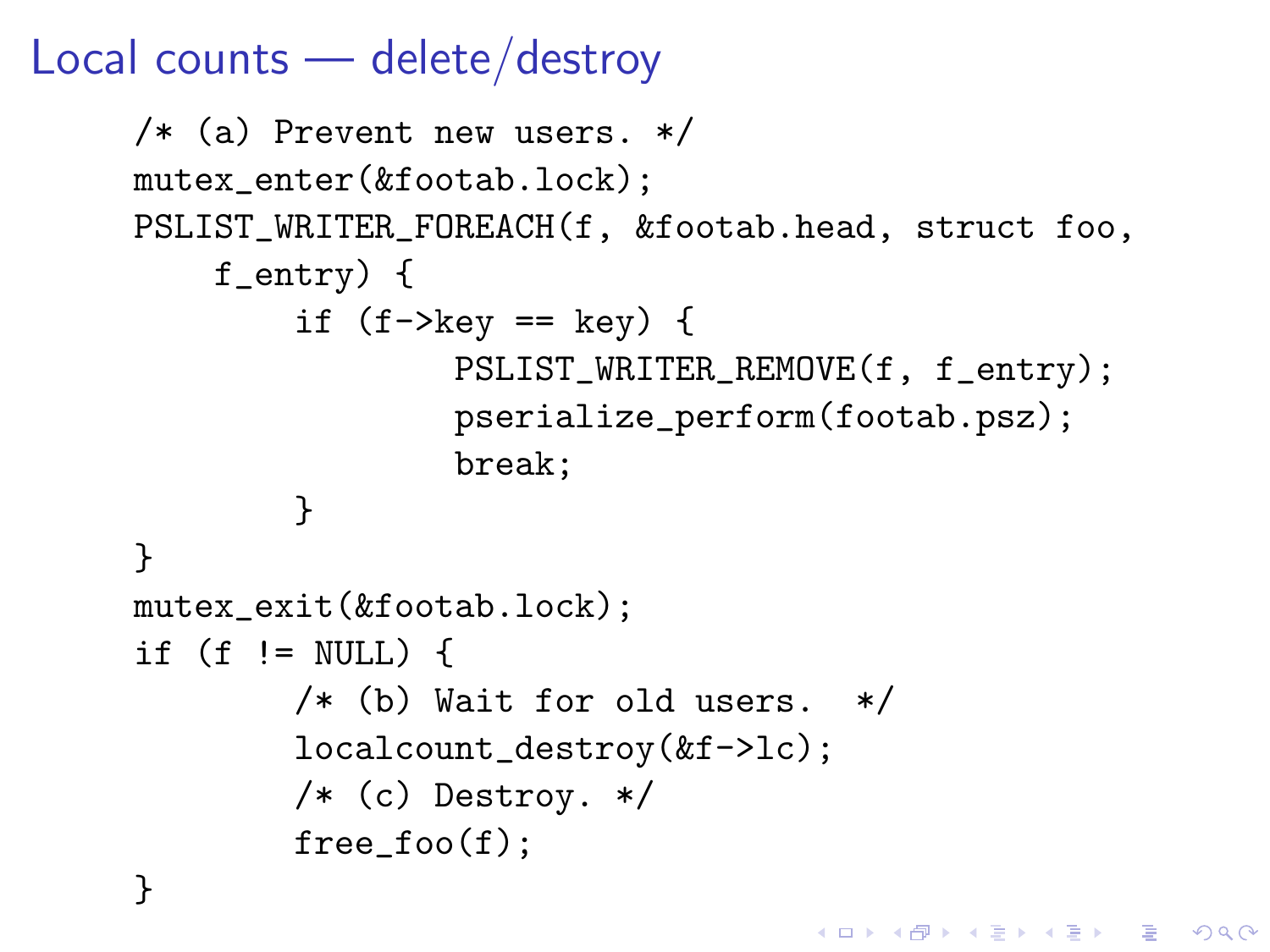# Local counts — delete/destroy

```
/* (a) Prevent new users. */
mutex_enter(&footab.lock);
PSLIST_WRITER_FOREACH(f, &footab.head, struct foo,
    f_entry) {
        if (f->key == key) {
                PSLIST_WRITER_REMOVE(f, f_entry);
                pserialize_perform(footab.psz);
                break;
        }
}
mutex_exit(&footab.lock);
if (f != NULL) {
        /* (b) Wait for old users.  */
        localcount_destroy(&f->lc);
        /* (c) Destroy. */
        free_foo(f);
}
```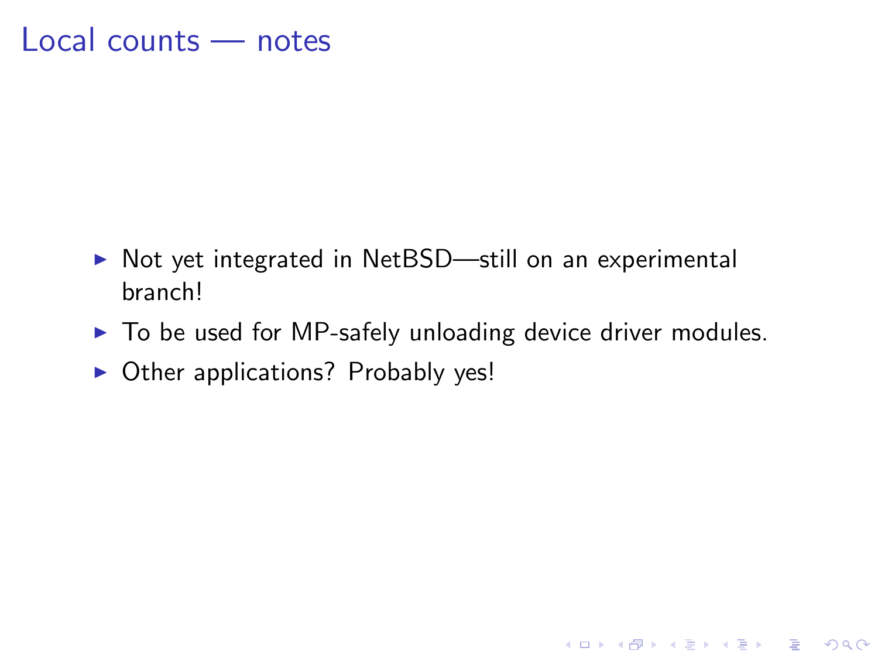# Local counts — notes

- Not yet integrated in NetBSD—still on an experimental branch!
- To be used for MP-safely unloading device driver modules.
- Other applications? Probably yes!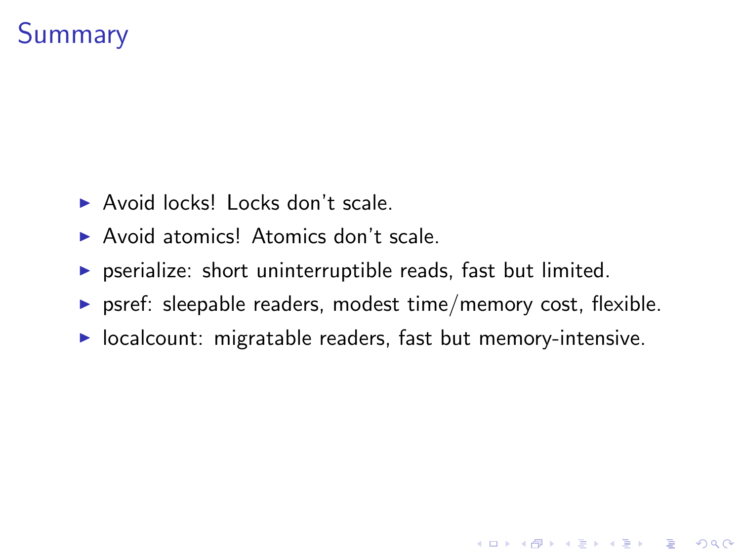# Summary

- Avoid locks! Locks don't scale.
- Avoid atomics! Atomics don't scale.
- pserialize: short uninterruptible reads, fast but limited.
- psref: sleepable readers, modest time/memory cost, flexible.
- localcount: migratable readers, fast but memory-intensive.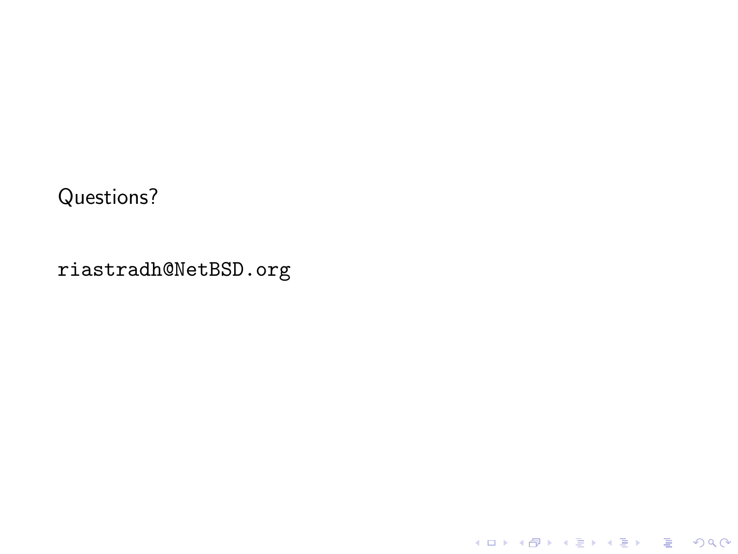Questions?

`riastradh@NetBSD.org`